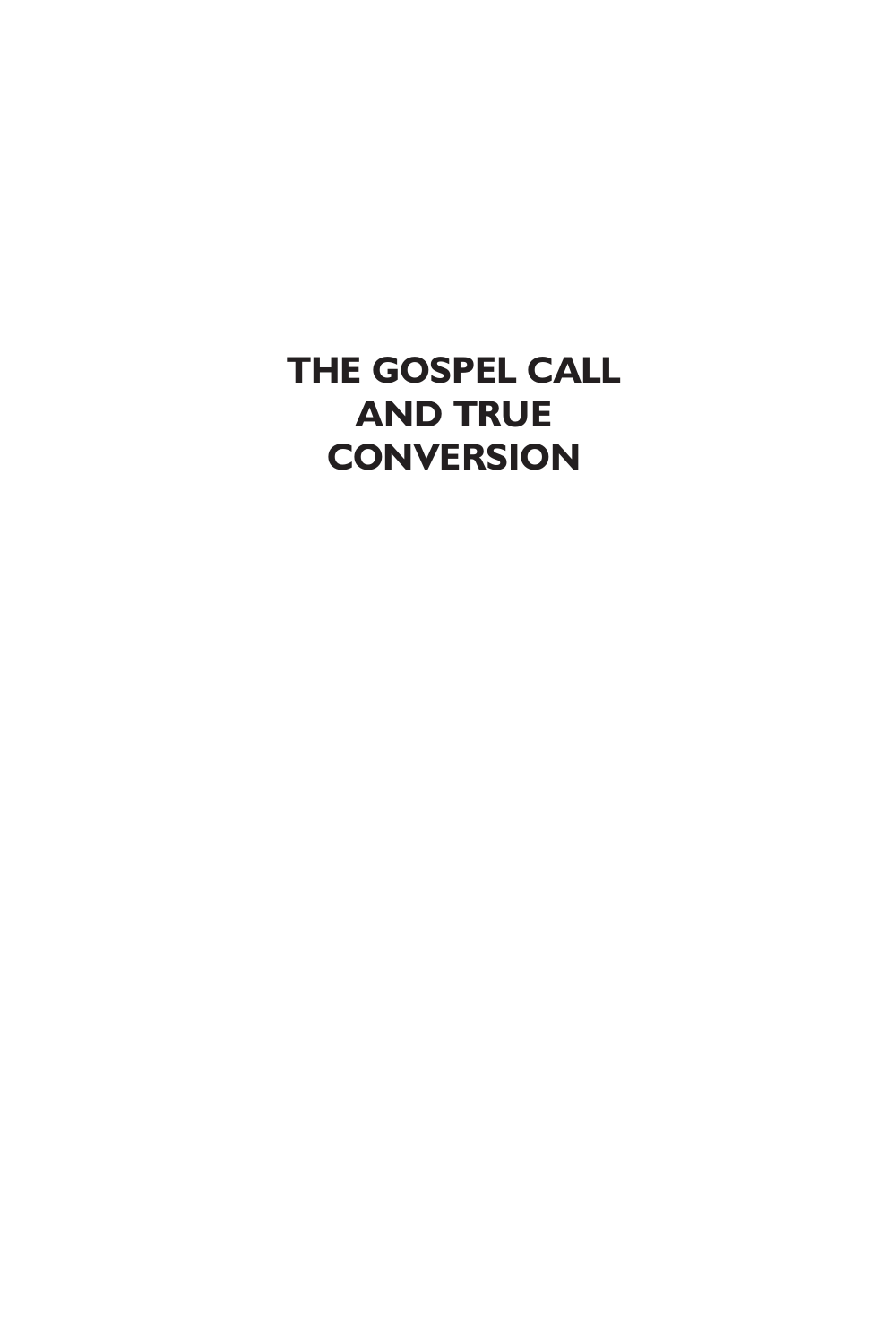# THE GOSPEL CALL AND TRUE CONVERSION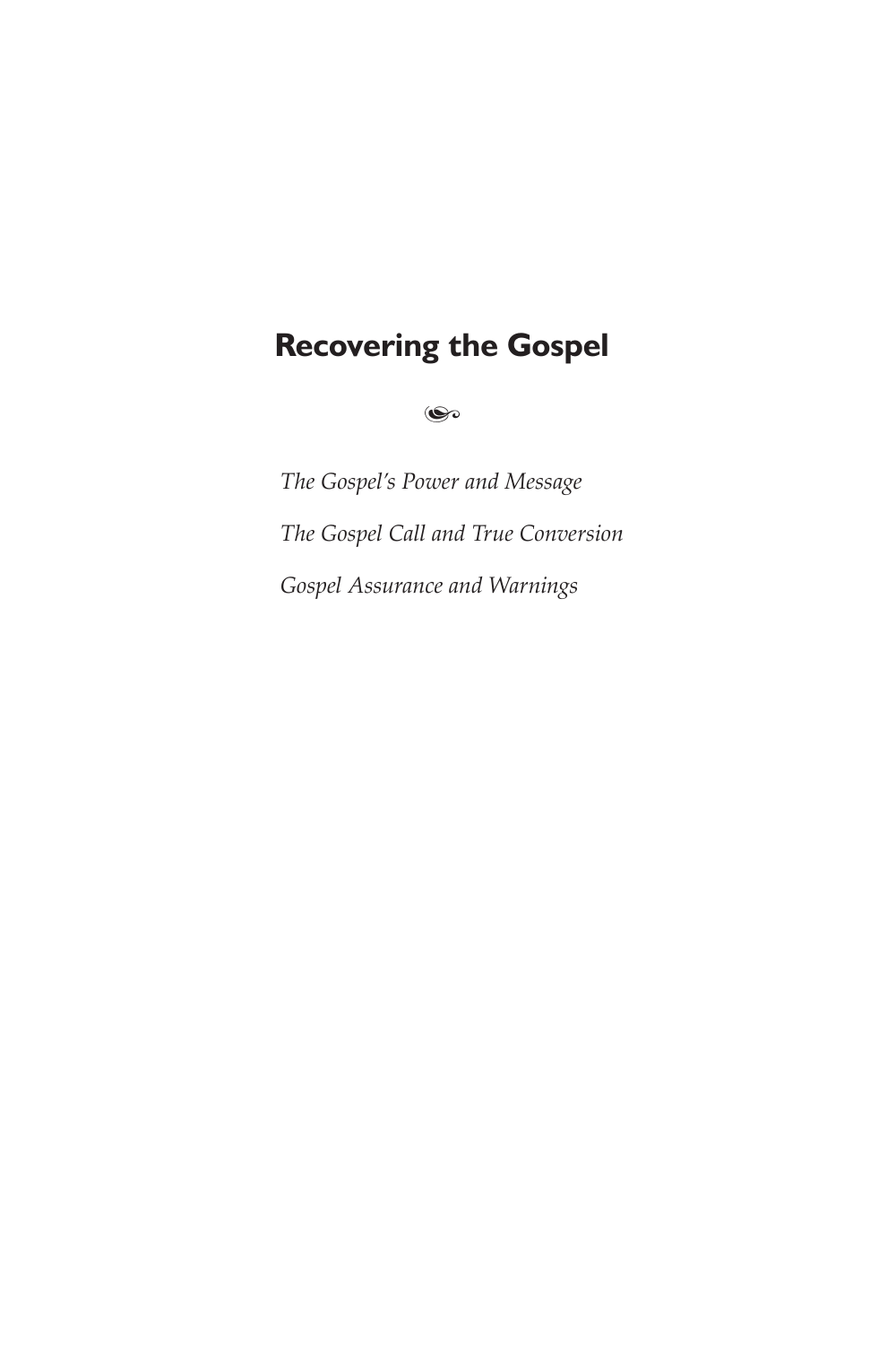## Recovering the Gospel

*The Gospel's Power and Message*

*The Gospel Call and True Conversion*

*Gospel Assurance and Warnings*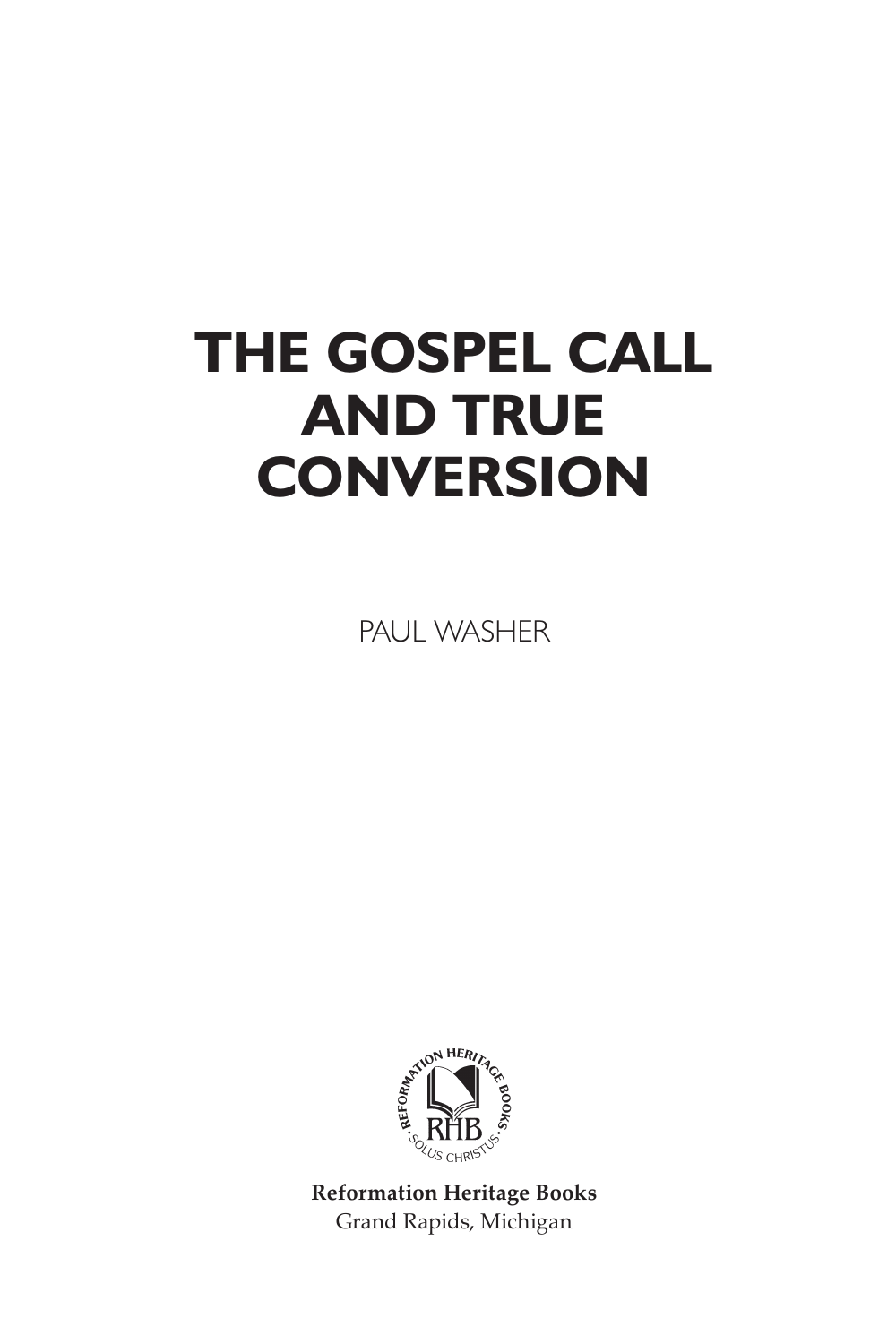# THE GOSPEL CALL AND TRUE CONVERSION

PAUL WASHER

**Reformation Heritage Books**
Grand Rapids, Michigan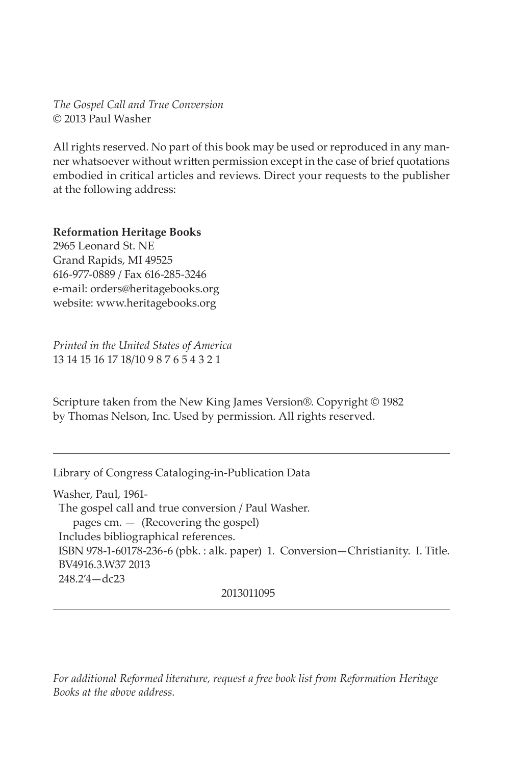*The Gospel Call and True Conversion*
© 2013 Paul Washer

All rights reserved. No part of this book may be used or reproduced in any manner whatsoever without written permission except in the case of brief quotations embodied in critical articles and reviews. Direct your requests to the publisher at the following address:

**Reformation Heritage Books**
2965 Leonard St. NE
Grand Rapids, MI 49525
616-977-0889 / Fax 616-285-3246
e-mail: orders@heritagebooks.org
website: www.heritagebooks.org

*Printed in the United States of America*
13 14 15 16 17 18/10 9 8 7 6 5 4 3 2 1

Scripture taken from the New King James Version®. Copyright © 1982 by Thomas Nelson, Inc. Used by permission. All rights reserved.

---

Library of Congress Cataloging-in-Publication Data

Washer, Paul, 1961-
The gospel call and true conversion / Paul Washer.
pages cm. — (Recovering the gospel)
Includes bibliographical references.
ISBN 978-1-60178-236-6 (pbk. : alk. paper) 1. Conversion—Christianity. I. Title.
BV4916.3.W37 2013
248.2'4—dc23

2013011095

---

*For additional Reformed literature, request a free book list from Reformation Heritage Books at the above address.*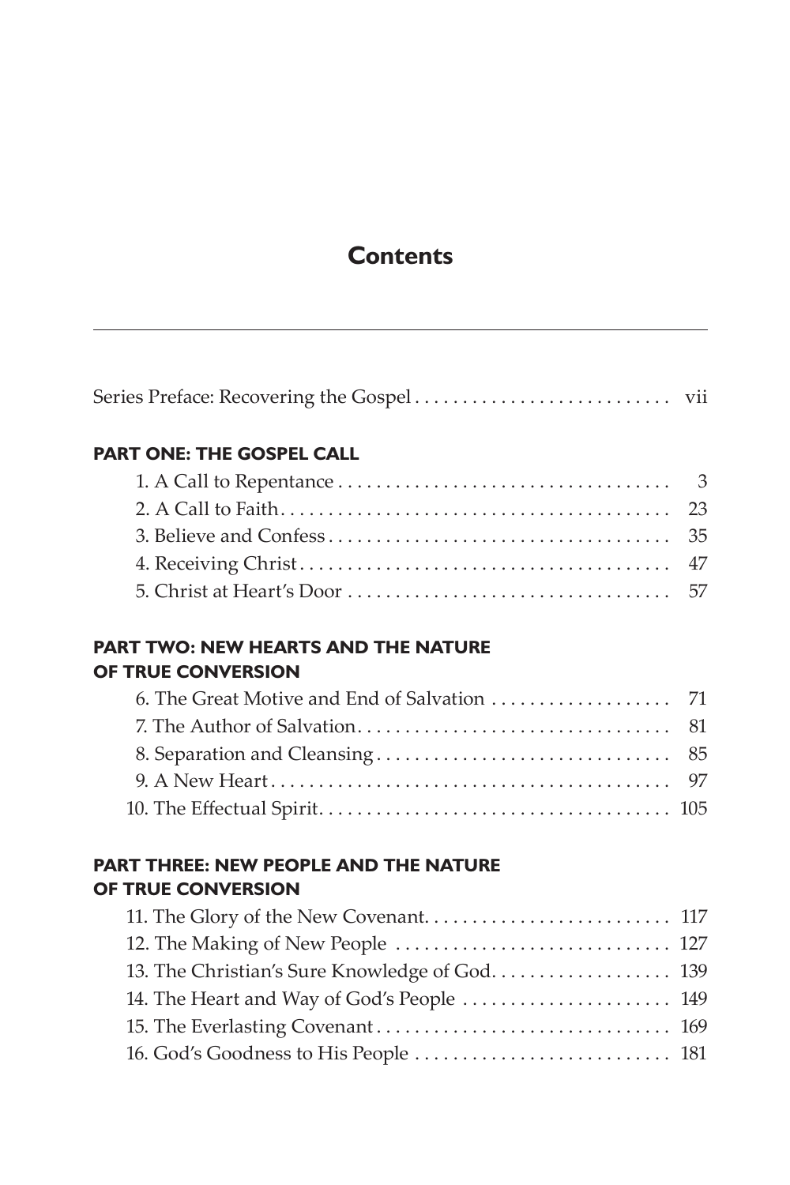# Contents

Series Preface: Recovering the Gospel ............................ vii

**PART ONE: THE GOSPEL CALL**

1. A Call to Repentance ............................ 3
2. A Call to Faith ............................ 23
3. Believe and Confess ............................ 35
4. Receiving Christ ............................ 47
5. Christ at Heart's Door ............................ 57

**PART TWO: NEW HEARTS AND THE NATURE OF TRUE CONVERSION**

6. The Great Motive and End of Salvation ............................ 71
7. The Author of Salvation ............................ 81
8. Separation and Cleansing ............................ 85
9. A New Heart ............................ 97
10. The Effectual Spirit ............................ 105

**PART THREE: NEW PEOPLE AND THE NATURE OF TRUE CONVERSION**

11. The Glory of the New Covenant ............................ 117
12. The Making of New People ............................ 127
13. The Christian's Sure Knowledge of God ............................ 139
14. The Heart and Way of God's People ............................ 149
15. The Everlasting Covenant ............................ 169
16. God's Goodness to His People ............................ 181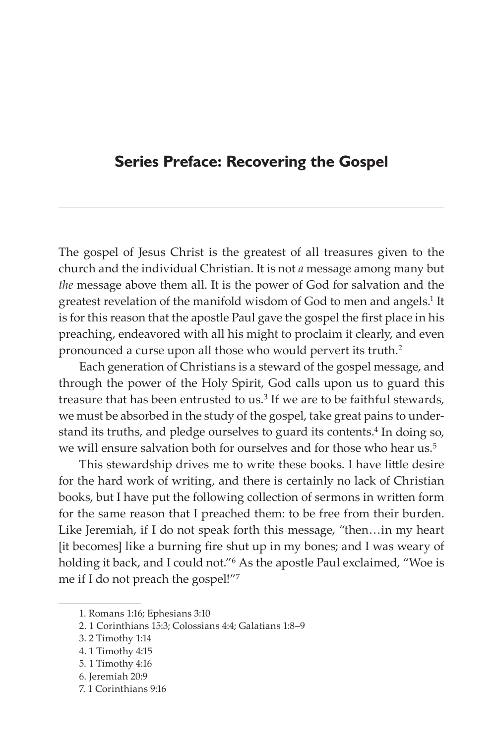## Series Preface: Recovering the Gospel

The gospel of Jesus Christ is the greatest of all treasures given to the church and the individual Christian. It is not *a* message among many but *the* message above them all. It is the power of God for salvation and the greatest revelation of the manifold wisdom of God to men and angels.[1] It is for this reason that the apostle Paul gave the gospel the first place in his preaching, endeavored with all his might to proclaim it clearly, and even pronounced a curse upon all those who would pervert its truth.[2]

Each generation of Christians is a steward of the gospel message, and through the power of the Holy Spirit, God calls upon us to guard this treasure that has been entrusted to us.[3] If we are to be faithful stewards, we must be absorbed in the study of the gospel, take great pains to understand its truths, and pledge ourselves to guard its contents.[4] In doing so, we will ensure salvation both for ourselves and for those who hear us.[5]

This stewardship drives me to write these books. I have little desire for the hard work of writing, and there is certainly no lack of Christian books, but I have put the following collection of sermons in written form for the same reason that I preached them: to be free from their burden. Like Jeremiah, if I do not speak forth this message, "then…in my heart [it becomes] like a burning fire shut up in my bones; and I was weary of holding it back, and I could not."[6] As the apostle Paul exclaimed, "Woe is me if I do not preach the gospel!"[7]

1. Romans 1:16; Ephesians 3:10
2. 1 Corinthians 15:3; Colossians 4:4; Galatians 1:8–9
3. 2 Timothy 1:14
4. 1 Timothy 4:15
5. 1 Timothy 4:16
6. Jeremiah 20:9
7. 1 Corinthians 9:16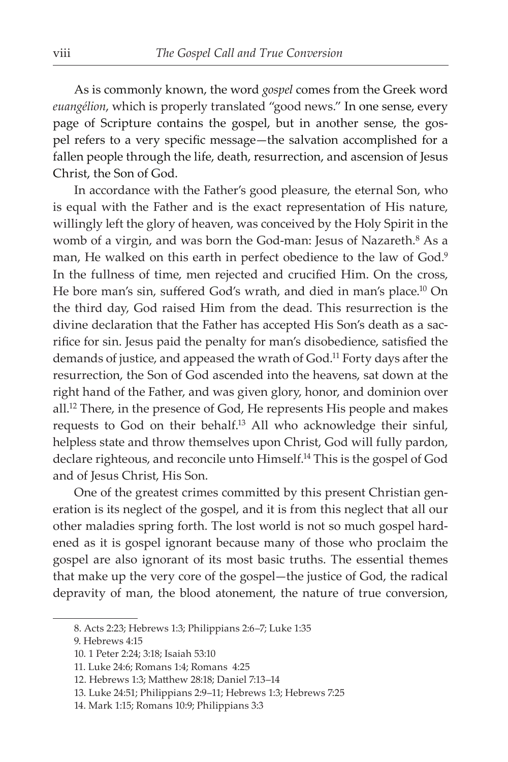As is commonly known, the word *gospel* comes from the Greek word *euangélion*, which is properly translated "good news." In one sense, every page of Scripture contains the gospel, but in another sense, the gospel refers to a very specific message—the salvation accomplished for a fallen people through the life, death, resurrection, and ascension of Jesus Christ, the Son of God.

In accordance with the Father's good pleasure, the eternal Son, who is equal with the Father and is the exact representation of His nature, willingly left the glory of heaven, was conceived by the Holy Spirit in the womb of a virgin, and was born the God-man: Jesus of Nazareth.[8] As a man, He walked on this earth in perfect obedience to the law of God.[9] In the fullness of time, men rejected and crucified Him. On the cross, He bore man's sin, suffered God's wrath, and died in man's place.[10] On the third day, God raised Him from the dead. This resurrection is the divine declaration that the Father has accepted His Son's death as a sacrifice for sin. Jesus paid the penalty for man's disobedience, satisfied the demands of justice, and appeased the wrath of God.[11] Forty days after the resurrection, the Son of God ascended into the heavens, sat down at the right hand of the Father, and was given glory, honor, and dominion over all.[12] There, in the presence of God, He represents His people and makes requests to God on their behalf.[13] All who acknowledge their sinful, helpless state and throw themselves upon Christ, God will fully pardon, declare righteous, and reconcile unto Himself.[14] This is the gospel of God and of Jesus Christ, His Son.

One of the greatest crimes committed by this present Christian generation is its neglect of the gospel, and it is from this neglect that all our other maladies spring forth. The lost world is not so much gospel hardened as it is gospel ignorant because many of those who proclaim the gospel are also ignorant of its most basic truths. The essential themes that make up the very core of the gospel—the justice of God, the radical depravity of man, the blood atonement, the nature of true conversion,

---

8. Acts 2:23; Hebrews 1:3; Philippians 2:6–7; Luke 1:35

9. Hebrews 4:15

10. 1 Peter 2:24; 3:18; Isaiah 53:10

11. Luke 24:6; Romans 1:4; Romans 4:25

12. Hebrews 1:3; Matthew 28:18; Daniel 7:13–14

13. Luke 24:51; Philippians 2:9–11; Hebrews 1:3; Hebrews 7:25

14. Mark 1:15; Romans 10:9; Philippians 3:3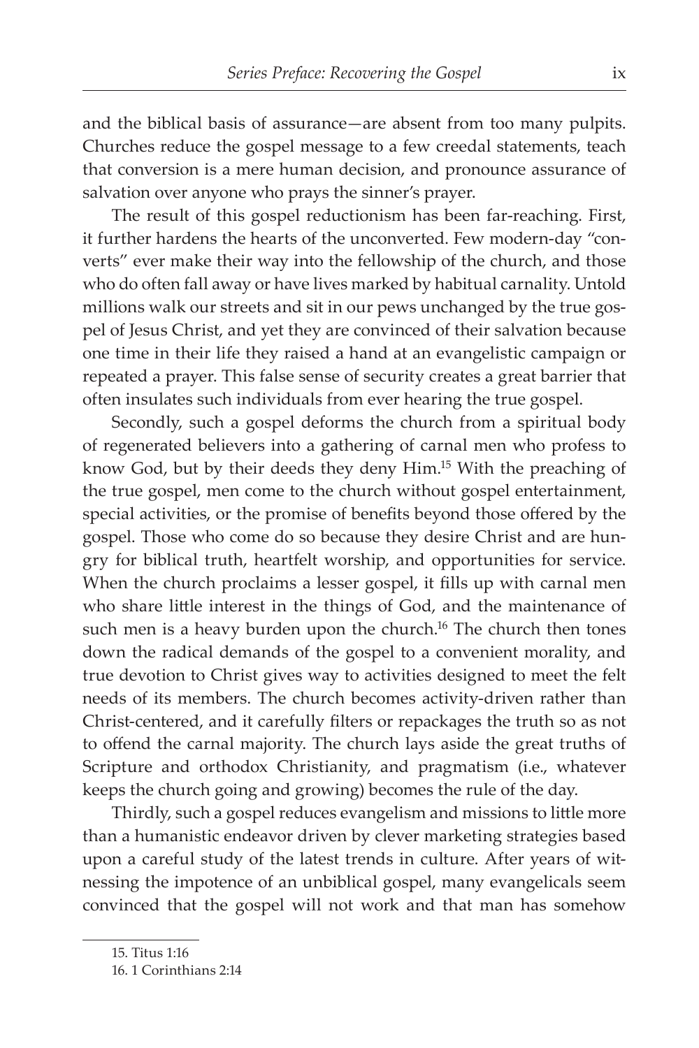and the biblical basis of assurance—are absent from too many pulpits. Churches reduce the gospel message to a few creedal statements, teach that conversion is a mere human decision, and pronounce assurance of salvation over anyone who prays the sinner's prayer.

The result of this gospel reductionism has been far-reaching. First, it further hardens the hearts of the unconverted. Few modern-day "converts" ever make their way into the fellowship of the church, and those who do often fall away or have lives marked by habitual carnality. Untold millions walk our streets and sit in our pews unchanged by the true gospel of Jesus Christ, and yet they are convinced of their salvation because one time in their life they raised a hand at an evangelistic campaign or repeated a prayer. This false sense of security creates a great barrier that often insulates such individuals from ever hearing the true gospel.

Secondly, such a gospel deforms the church from a spiritual body of regenerated believers into a gathering of carnal men who profess to know God, but by their deeds they deny Him.[15] With the preaching of the true gospel, men come to the church without gospel entertainment, special activities, or the promise of benefits beyond those offered by the gospel. Those who come do so because they desire Christ and are hungry for biblical truth, heartfelt worship, and opportunities for service. When the church proclaims a lesser gospel, it fills up with carnal men who share little interest in the things of God, and the maintenance of such men is a heavy burden upon the church.[16] The church then tones down the radical demands of the gospel to a convenient morality, and true devotion to Christ gives way to activities designed to meet the felt needs of its members. The church becomes activity-driven rather than Christ-centered, and it carefully filters or repackages the truth so as not to offend the carnal majority. The church lays aside the great truths of Scripture and orthodox Christianity, and pragmatism (i.e., whatever keeps the church going and growing) becomes the rule of the day.

Thirdly, such a gospel reduces evangelism and missions to little more than a humanistic endeavor driven by clever marketing strategies based upon a careful study of the latest trends in culture. After years of witnessing the impotence of an unbiblical gospel, many evangelicals seem convinced that the gospel will not work and that man has somehow

---

15. Titus 1:16

16. 1 Corinthians 2:14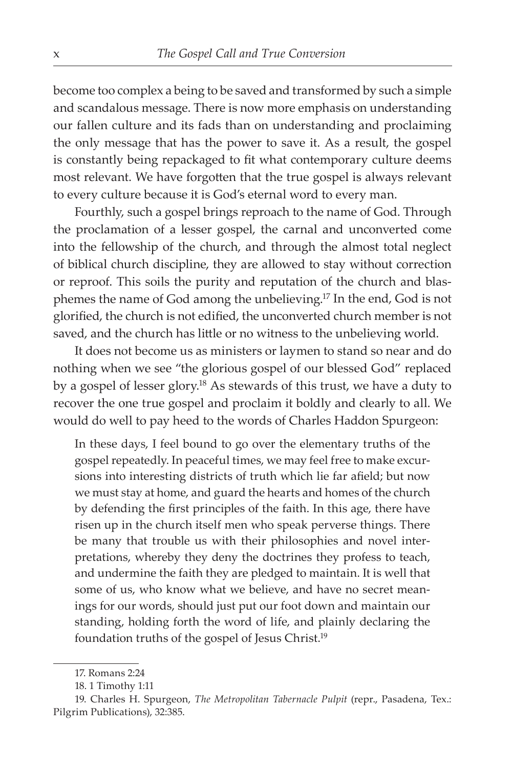become too complex a being to be saved and transformed by such a simple and scandalous message. There is now more emphasis on understanding our fallen culture and its fads than on understanding and proclaiming the only message that has the power to save it. As a result, the gospel is constantly being repackaged to fit what contemporary culture deems most relevant. We have forgotten that the true gospel is always relevant to every culture because it is God's eternal word to every man.

Fourthly, such a gospel brings reproach to the name of God. Through the proclamation of a lesser gospel, the carnal and unconverted come into the fellowship of the church, and through the almost total neglect of biblical church discipline, they are allowed to stay without correction or reproof. This soils the purity and reputation of the church and blasphemes the name of God among the unbelieving.[17] In the end, God is not glorified, the church is not edified, the unconverted church member is not saved, and the church has little or no witness to the unbelieving world.

It does not become us as ministers or laymen to stand so near and do nothing when we see "the glorious gospel of our blessed God" replaced by a gospel of lesser glory.[18] As stewards of this trust, we have a duty to recover the one true gospel and proclaim it boldly and clearly to all. We would do well to pay heed to the words of Charles Haddon Spurgeon:

> In these days, I feel bound to go over the elementary truths of the gospel repeatedly. In peaceful times, we may feel free to make excursions into interesting districts of truth which lie far afield; but now we must stay at home, and guard the hearts and homes of the church by defending the first principles of the faith. In this age, there have risen up in the church itself men who speak perverse things. There be many that trouble us with their philosophies and novel interpretations, whereby they deny the doctrines they profess to teach, and undermine the faith they are pledged to maintain. It is well that some of us, who know what we believe, and have no secret meanings for our words, should just put our foot down and maintain our standing, holding forth the word of life, and plainly declaring the foundation truths of the gospel of Jesus Christ.[19]

---

17. Romans 2:24

18. 1 Timothy 1:11

19. Charles H. Spurgeon, *The Metropolitan Tabernacle Pulpit* (repr., Pasadena, Tex.: Pilgrim Publications), 32:385.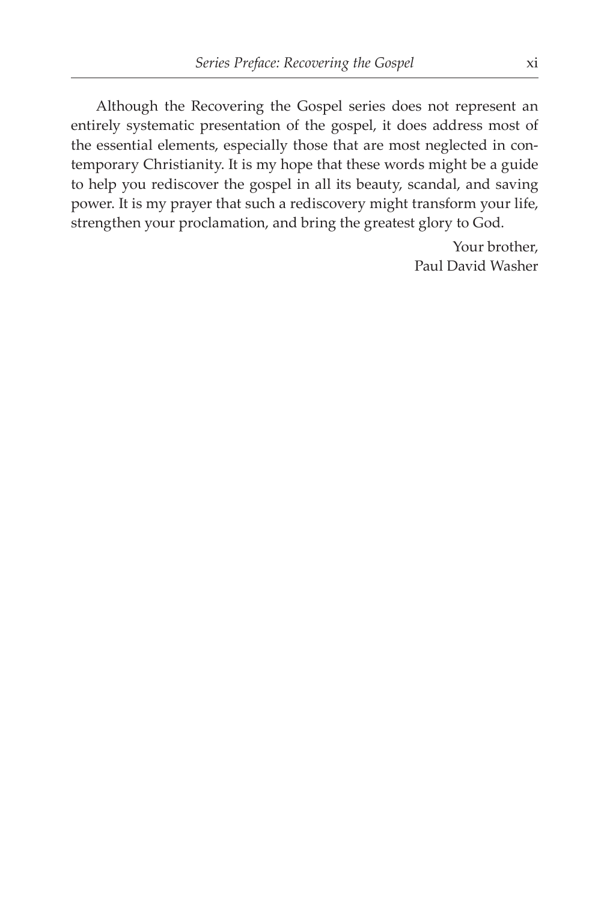Although the Recovering the Gospel series does not represent an entirely systematic presentation of the gospel, it does address most of the essential elements, especially those that are most neglected in contemporary Christianity. It is my hope that these words might be a guide to help you rediscover the gospel in all its beauty, scandal, and saving power. It is my prayer that such a rediscovery might transform your life, strengthen your proclamation, and bring the greatest glory to God.

Your brother,  
Paul David Washer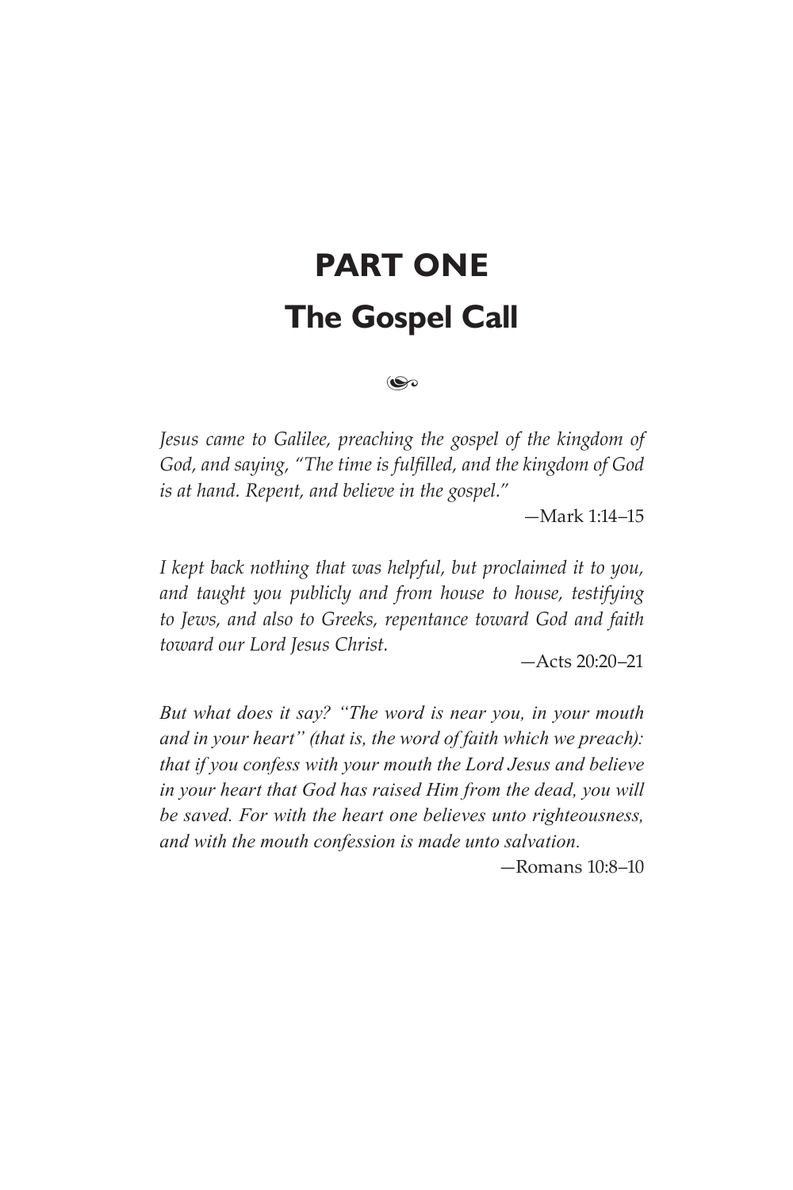# PART ONE

## The Gospel Call

*Jesus came to Galilee, preaching the gospel of the kingdom of God, and saying, "The time is fulfilled, and the kingdom of God is at hand. Repent, and believe in the gospel."*

—Mark 1:14–15

*I kept back nothing that was helpful, but proclaimed it to you, and taught you publicly and from house to house, testifying to Jews, and also to Greeks, repentance toward God and faith toward our Lord Jesus Christ.*

—Acts 20:20–21

*But what does it say? "The word is near you, in your mouth and in your heart" (that is, the word of faith which we preach): that if you confess with your mouth the Lord Jesus and believe in your heart that God has raised Him from the dead, you will be saved. For with the heart one believes unto righteousness, and with the mouth confession is made unto salvation.*

—Romans 10:8–10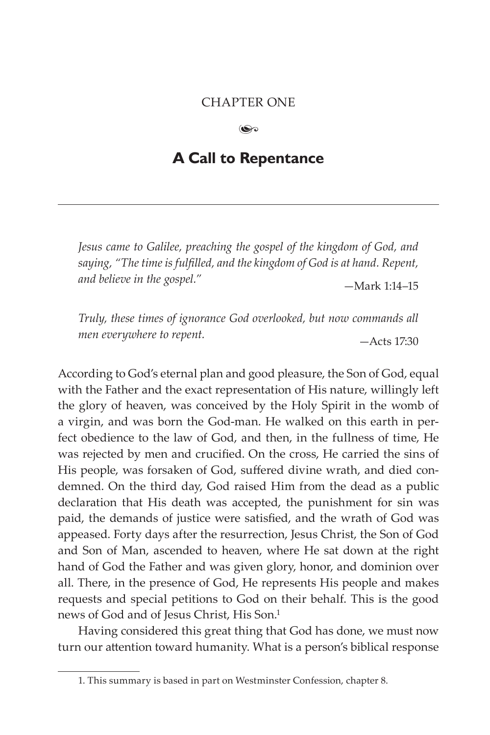CHAPTER ONE

# A Call to Repentance

*Jesus came to Galilee, preaching the gospel of the kingdom of God, and saying, "The time is fulfilled, and the kingdom of God is at hand. Repent, and believe in the gospel."*

—Mark 1:14–15

*Truly, these times of ignorance God overlooked, but now commands all men everywhere to repent.*

—Acts 17:30

According to God's eternal plan and good pleasure, the Son of God, equal with the Father and the exact representation of His nature, willingly left the glory of heaven, was conceived by the Holy Spirit in the womb of a virgin, and was born the God-man. He walked on this earth in perfect obedience to the law of God, and then, in the fullness of time, He was rejected by men and crucified. On the cross, He carried the sins of His people, was forsaken of God, suffered divine wrath, and died condemned. On the third day, God raised Him from the dead as a public declaration that His death was accepted, the punishment for sin was paid, the demands of justice were satisfied, and the wrath of God was appeased. Forty days after the resurrection, Jesus Christ, the Son of God and Son of Man, ascended to heaven, where He sat down at the right hand of God the Father and was given glory, honor, and dominion over all. There, in the presence of God, He represents His people and makes requests and special petitions to God on their behalf. This is the good news of God and of Jesus Christ, His Son.[1]

Having considered this great thing that God has done, we must now turn our attention toward humanity. What is a person's biblical response

1. This summary is based in part on Westminster Confession, chapter 8.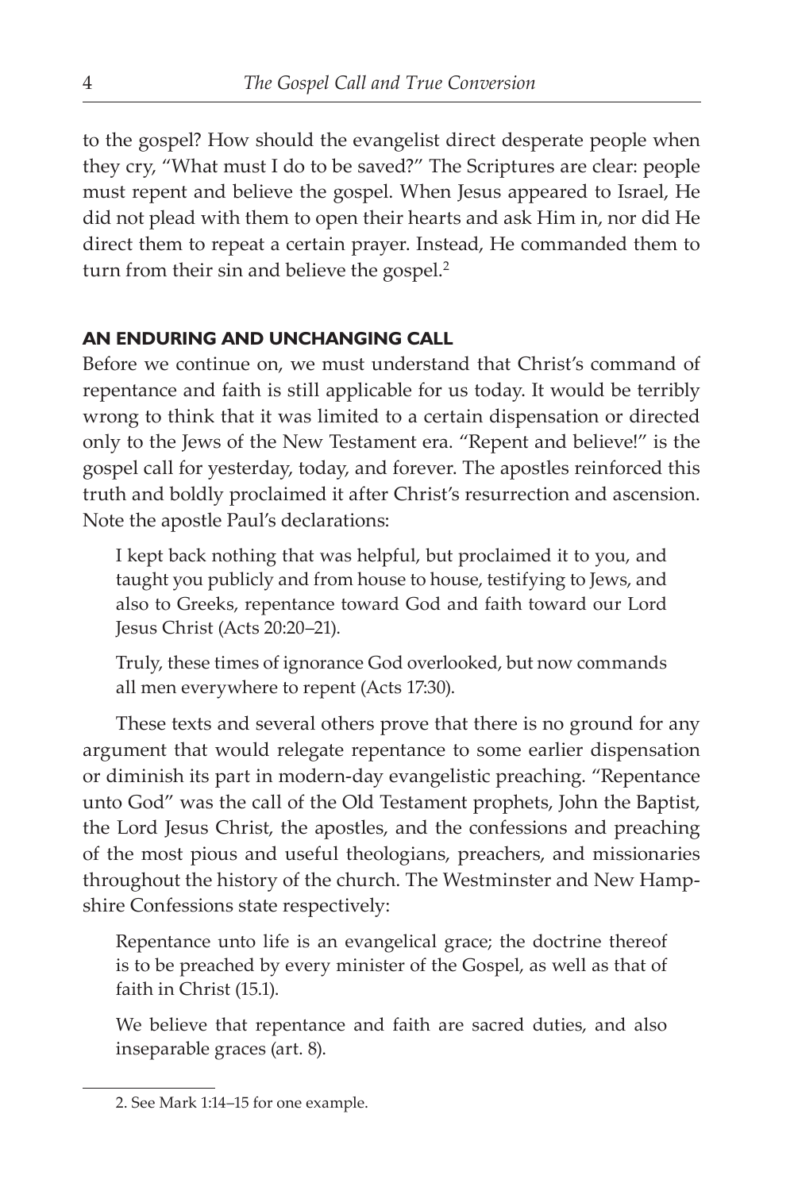to the gospel? How should the evangelist direct desperate people when they cry, "What must I do to be saved?" The Scriptures are clear: people must repent and believe the gospel. When Jesus appeared to Israel, He did not plead with them to open their hearts and ask Him in, nor did He direct them to repeat a certain prayer. Instead, He commanded them to turn from their sin and believe the gospel.[2]

## AN ENDURING AND UNCHANGING CALL

Before we continue on, we must understand that Christ's command of repentance and faith is still applicable for us today. It would be terribly wrong to think that it was limited to a certain dispensation or directed only to the Jews of the New Testament era. "Repent and believe!" is the gospel call for yesterday, today, and forever. The apostles reinforced this truth and boldly proclaimed it after Christ's resurrection and ascension. Note the apostle Paul's declarations:

> I kept back nothing that was helpful, but proclaimed it to you, and taught you publicly and from house to house, testifying to Jews, and also to Greeks, repentance toward God and faith toward our Lord Jesus Christ (Acts 20:20–21).
>
> Truly, these times of ignorance God overlooked, but now commands all men everywhere to repent (Acts 17:30).

These texts and several others prove that there is no ground for any argument that would relegate repentance to some earlier dispensation or diminish its part in modern-day evangelistic preaching. "Repentance unto God" was the call of the Old Testament prophets, John the Baptist, the Lord Jesus Christ, the apostles, and the confessions and preaching of the most pious and useful theologians, preachers, and missionaries throughout the history of the church. The Westminster and New Hampshire Confessions state respectively:

> Repentance unto life is an evangelical grace; the doctrine thereof is to be preached by every minister of the Gospel, as well as that of faith in Christ (15.1).
>
> We believe that repentance and faith are sacred duties, and also inseparable graces (art. 8).

---

2. See Mark 1:14–15 for one example.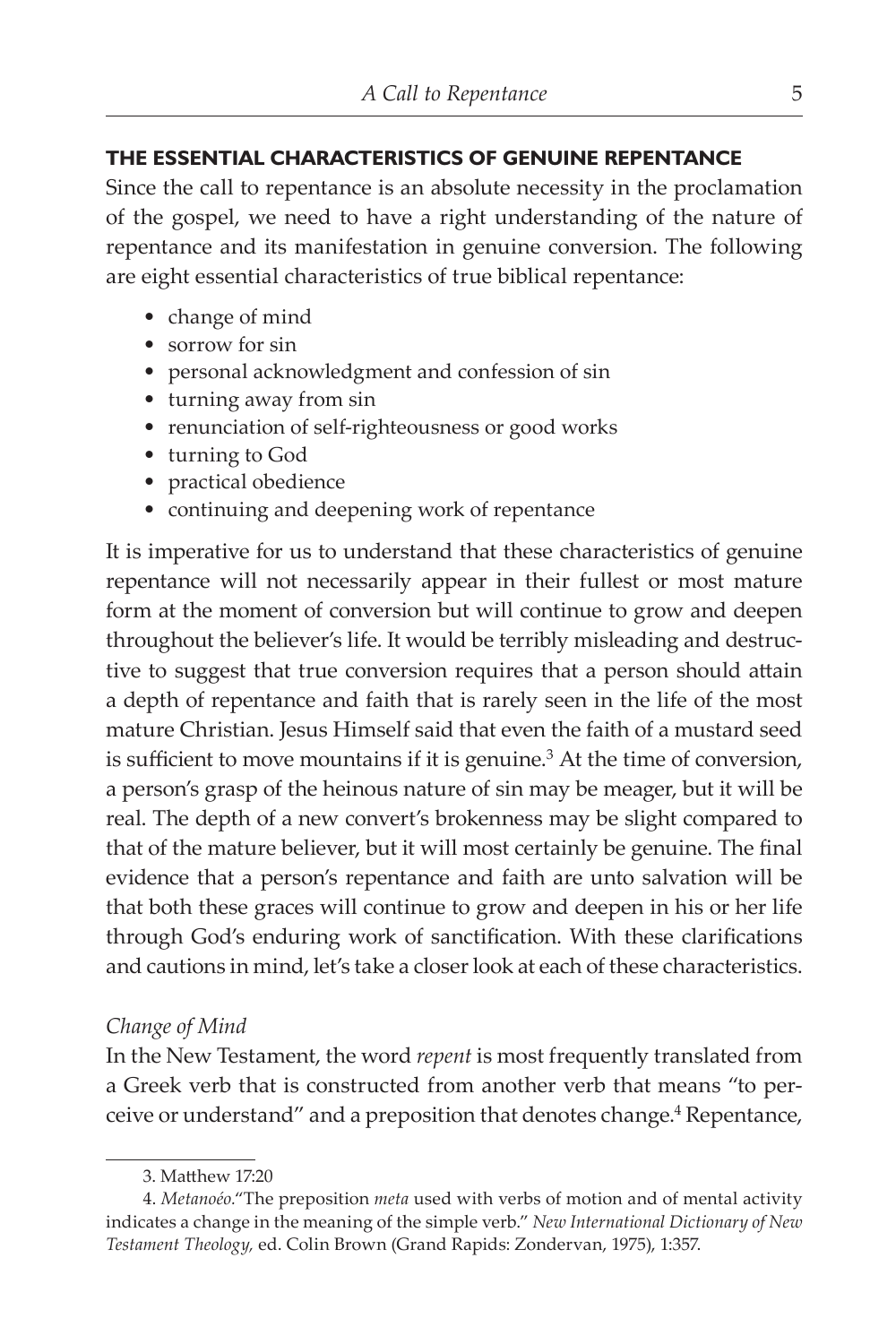## THE ESSENTIAL CHARACTERISTICS OF GENUINE REPENTANCE

Since the call to repentance is an absolute necessity in the proclamation of the gospel, we need to have a right understanding of the nature of repentance and its manifestation in genuine conversion. The following are eight essential characteristics of true biblical repentance:

- change of mind
- sorrow for sin
- personal acknowledgment and confession of sin
- turning away from sin
- renunciation of self-righteousness or good works
- turning to God
- practical obedience
- continuing and deepening work of repentance

It is imperative for us to understand that these characteristics of genuine repentance will not necessarily appear in their fullest or most mature form at the moment of conversion but will continue to grow and deepen throughout the believer's life. It would be terribly misleading and destructive to suggest that true conversion requires that a person should attain a depth of repentance and faith that is rarely seen in the life of the most mature Christian. Jesus Himself said that even the faith of a mustard seed is sufficient to move mountains if it is genuine.[3] At the time of conversion, a person's grasp of the heinous nature of sin may be meager, but it will be real. The depth of a new convert's brokenness may be slight compared to that of the mature believer, but it will most certainly be genuine. The final evidence that a person's repentance and faith are unto salvation will be that both these graces will continue to grow and deepen in his or her life through God's enduring work of sanctification. With these clarifications and cautions in mind, let's take a closer look at each of these characteristics.

### *Change of Mind*

In the New Testament, the word *repent* is most frequently translated from a Greek verb that is constructed from another verb that means "to perceive or understand" and a preposition that denotes change.[4] Repentance,

---

3. Matthew 17:20

4. *Metanoéo.*"The preposition *meta* used with verbs of motion and of mental activity indicates a change in the meaning of the simple verb." *New International Dictionary of New Testament Theology,* ed. Colin Brown (Grand Rapids: Zondervan, 1975), 1:357.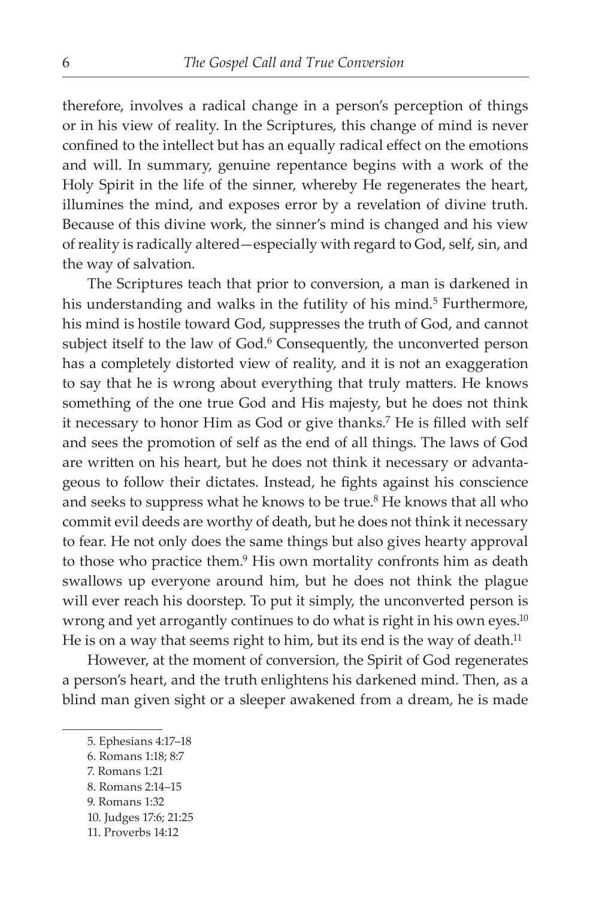therefore, involves a radical change in a person's perception of things or in his view of reality. In the Scriptures, this change of mind is never confined to the intellect but has an equally radical effect on the emotions and will. In summary, genuine repentance begins with a work of the Holy Spirit in the life of the sinner, whereby He regenerates the heart, illumines the mind, and exposes error by a revelation of divine truth. Because of this divine work, the sinner's mind is changed and his view of reality is radically altered—especially with regard to God, self, sin, and the way of salvation.

The Scriptures teach that prior to conversion, a man is darkened in his understanding and walks in the futility of his mind.[5] Furthermore, his mind is hostile toward God, suppresses the truth of God, and cannot subject itself to the law of God.[6] Consequently, the unconverted person has a completely distorted view of reality, and it is not an exaggeration to say that he is wrong about everything that truly matters. He knows something of the one true God and His majesty, but he does not think it necessary to honor Him as God or give thanks.[7] He is filled with self and sees the promotion of self as the end of all things. The laws of God are written on his heart, but he does not think it necessary or advantageous to follow their dictates. Instead, he fights against his conscience and seeks to suppress what he knows to be true.[8] He knows that all who commit evil deeds are worthy of death, but he does not think it necessary to fear. He not only does the same things but also gives hearty approval to those who practice them.[9] His own mortality confronts him as death swallows up everyone around him, but he does not think the plague will ever reach his doorstep. To put it simply, the unconverted person is wrong and yet arrogantly continues to do what is right in his own eyes.[10] He is on a way that seems right to him, but its end is the way of death.[11]

However, at the moment of conversion, the Spirit of God regenerates a person's heart, and the truth enlightens his darkened mind. Then, as a blind man given sight or a sleeper awakened from a dream, he is made

5. Ephesians 4:17–18
6. Romans 1:18; 8:7
7. Romans 1:21
8. Romans 2:14–15
9. Romans 1:32
10. Judges 17:6; 21:25
11. Proverbs 14:12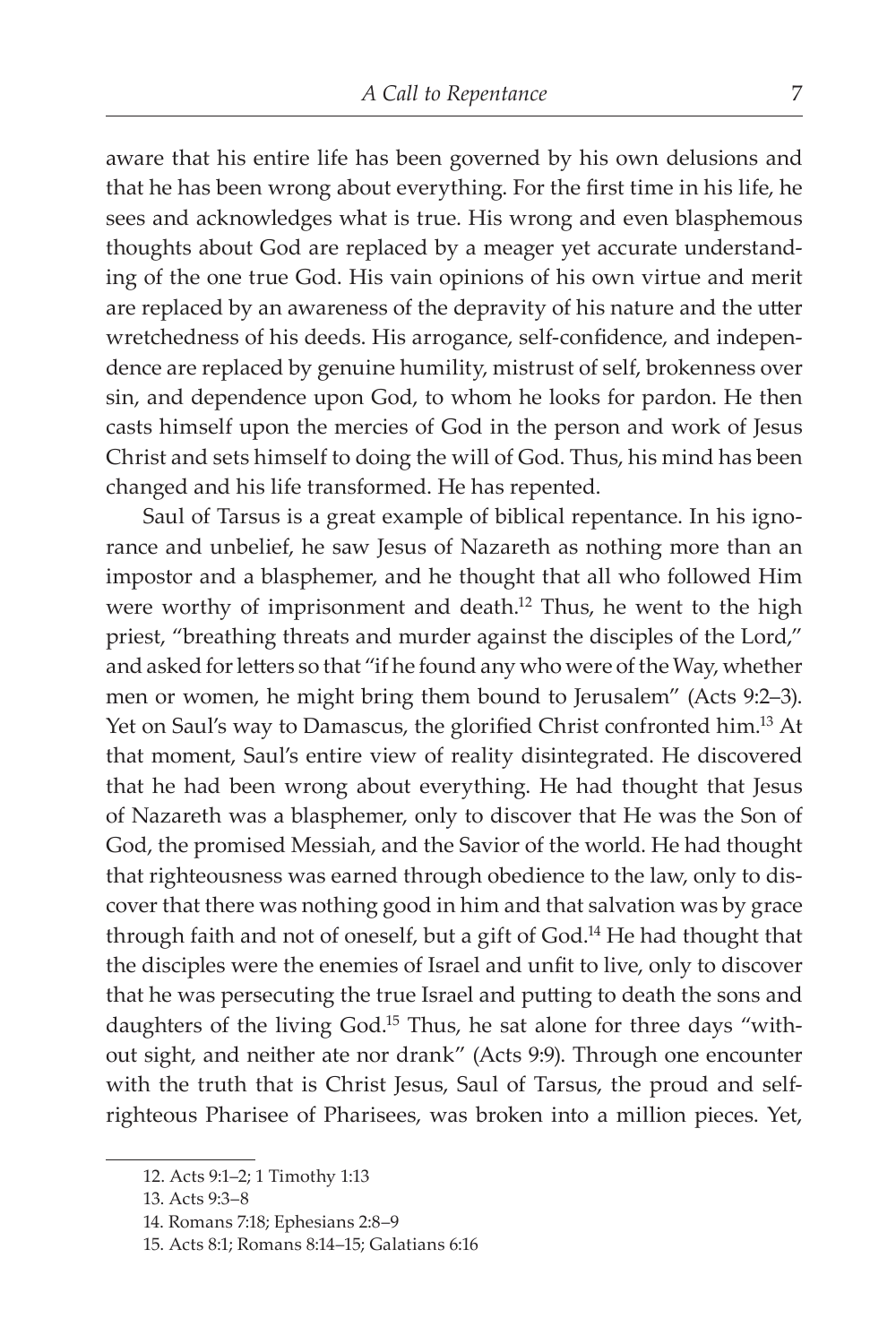aware that his entire life has been governed by his own delusions and that he has been wrong about everything. For the first time in his life, he sees and acknowledges what is true. His wrong and even blasphemous thoughts about God are replaced by a meager yet accurate understanding of the one true God. His vain opinions of his own virtue and merit are replaced by an awareness of the depravity of his nature and the utter wretchedness of his deeds. His arrogance, self-confidence, and independence are replaced by genuine humility, mistrust of self, brokenness over sin, and dependence upon God, to whom he looks for pardon. He then casts himself upon the mercies of God in the person and work of Jesus Christ and sets himself to doing the will of God. Thus, his mind has been changed and his life transformed. He has repented.

Saul of Tarsus is a great example of biblical repentance. In his ignorance and unbelief, he saw Jesus of Nazareth as nothing more than an impostor and a blasphemer, and he thought that all who followed Him were worthy of imprisonment and death.[12] Thus, he went to the high priest, "breathing threats and murder against the disciples of the Lord," and asked for letters so that "if he found any who were of the Way, whether men or women, he might bring them bound to Jerusalem" (Acts 9:2–3). Yet on Saul's way to Damascus, the glorified Christ confronted him.[13] At that moment, Saul's entire view of reality disintegrated. He discovered that he had been wrong about everything. He had thought that Jesus of Nazareth was a blasphemer, only to discover that He was the Son of God, the promised Messiah, and the Savior of the world. He had thought that righteousness was earned through obedience to the law, only to discover that there was nothing good in him and that salvation was by grace through faith and not of oneself, but a gift of God.[14] He had thought that the disciples were the enemies of Israel and unfit to live, only to discover that he was persecuting the true Israel and putting to death the sons and daughters of the living God.[15] Thus, he sat alone for three days "without sight, and neither ate nor drank" (Acts 9:9). Through one encounter with the truth that is Christ Jesus, Saul of Tarsus, the proud and self-righteous Pharisee of Pharisees, was broken into a million pieces. Yet,

12. Acts 9:1–2; 1 Timothy 1:13

13. Acts 9:3–8

14. Romans 7:18; Ephesians 2:8–9

15. Acts 8:1; Romans 8:14–15; Galatians 6:16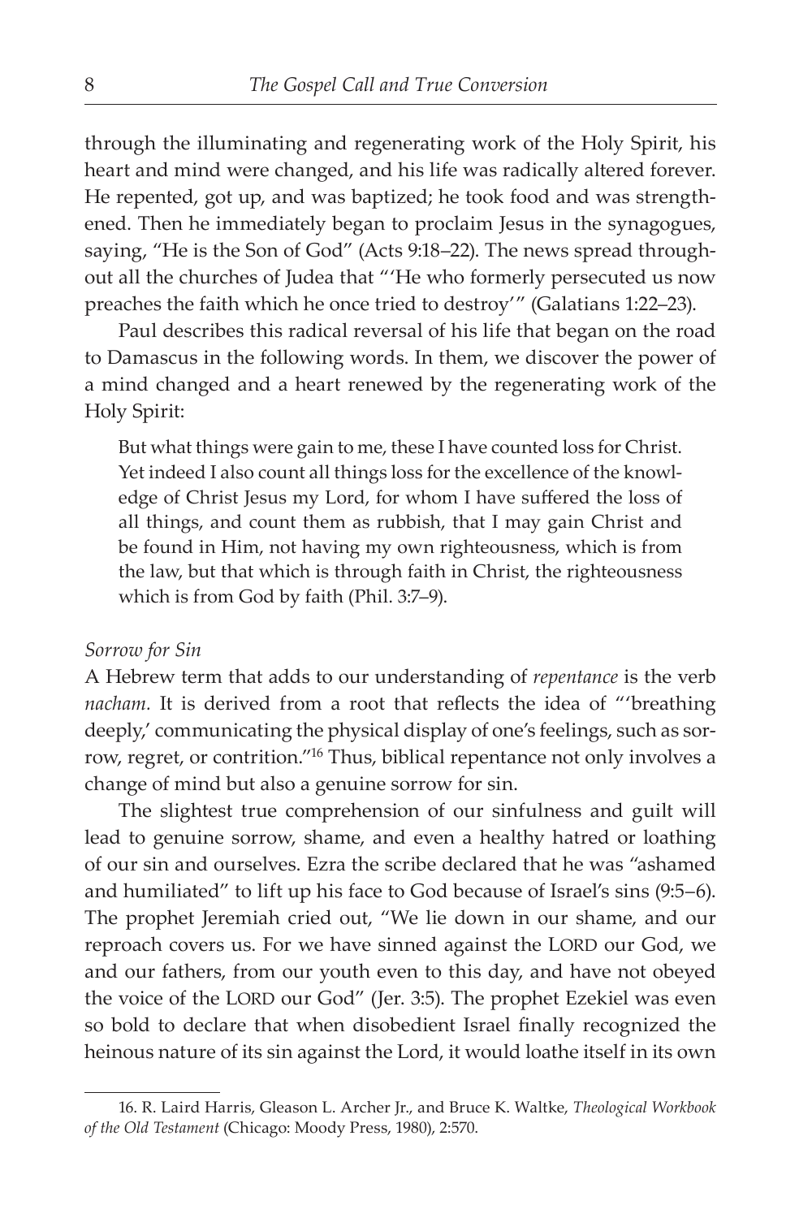through the illuminating and regenerating work of the Holy Spirit, his heart and mind were changed, and his life was radically altered forever. He repented, got up, and was baptized; he took food and was strengthened. Then he immediately began to proclaim Jesus in the synagogues, saying, "He is the Son of God" (Acts 9:18–22). The news spread throughout all the churches of Judea that "'He who formerly persecuted us now preaches the faith which he once tried to destroy'" (Galatians 1:22–23).

Paul describes this radical reversal of his life that began on the road to Damascus in the following words. In them, we discover the power of a mind changed and a heart renewed by the regenerating work of the Holy Spirit:

> But what things were gain to me, these I have counted loss for Christ. Yet indeed I also count all things loss for the excellence of the knowledge of Christ Jesus my Lord, for whom I have suffered the loss of all things, and count them as rubbish, that I may gain Christ and be found in Him, not having my own righteousness, which is from the law, but that which is through faith in Christ, the righteousness which is from God by faith (Phil. 3:7–9).

*Sorrow for Sin*

A Hebrew term that adds to our understanding of *repentance* is the verb *nacham*. It is derived from a root that reflects the idea of "'breathing deeply,' communicating the physical display of one's feelings, such as sorrow, regret, or contrition."[16] Thus, biblical repentance not only involves a change of mind but also a genuine sorrow for sin.

The slightest true comprehension of our sinfulness and guilt will lead to genuine sorrow, shame, and even a healthy hatred or loathing of our sin and ourselves. Ezra the scribe declared that he was "ashamed and humiliated" to lift up his face to God because of Israel's sins (9:5–6). The prophet Jeremiah cried out, "We lie down in our shame, and our reproach covers us. For we have sinned against the LORD our God, we and our fathers, from our youth even to this day, and have not obeyed the voice of the LORD our God" (Jer. 3:5). The prophet Ezekiel was even so bold to declare that when disobedient Israel finally recognized the heinous nature of its sin against the Lord, it would loathe itself in its own

16. R. Laird Harris, Gleason L. Archer Jr., and Bruce K. Waltke, *Theological Workbook of the Old Testament* (Chicago: Moody Press, 1980), 2:570.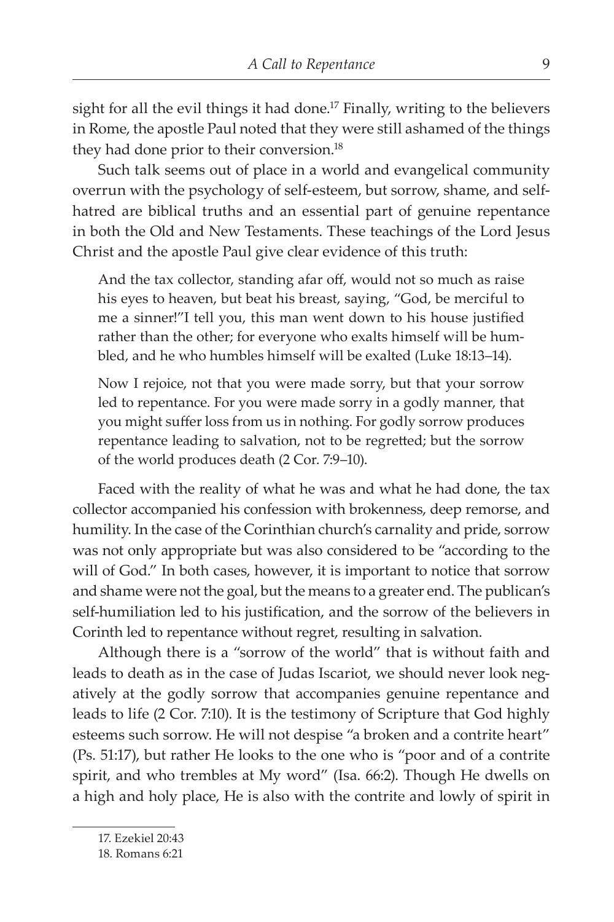sight for all the evil things it had done.[17] Finally, writing to the believers in Rome, the apostle Paul noted that they were still ashamed of the things they had done prior to their conversion.[18]

Such talk seems out of place in a world and evangelical community overrun with the psychology of self-esteem, but sorrow, shame, and self-hatred are biblical truths and an essential part of genuine repentance in both the Old and New Testaments. These teachings of the Lord Jesus Christ and the apostle Paul give clear evidence of this truth:

> And the tax collector, standing afar off, would not so much as raise his eyes to heaven, but beat his breast, saying, "God, be merciful to me a sinner!"I tell you, this man went down to his house justified rather than the other; for everyone who exalts himself will be humbled, and he who humbles himself will be exalted (Luke 18:13–14).

> Now I rejoice, not that you were made sorry, but that your sorrow led to repentance. For you were made sorry in a godly manner, that you might suffer loss from us in nothing. For godly sorrow produces repentance leading to salvation, not to be regretted; but the sorrow of the world produces death (2 Cor. 7:9–10).

Faced with the reality of what he was and what he had done, the tax collector accompanied his confession with brokenness, deep remorse, and humility. In the case of the Corinthian church's carnality and pride, sorrow was not only appropriate but was also considered to be "according to the will of God." In both cases, however, it is important to notice that sorrow and shame were not the goal, but the means to a greater end. The publican's self-humiliation led to his justification, and the sorrow of the believers in Corinth led to repentance without regret, resulting in salvation.

Although there is a "sorrow of the world" that is without faith and leads to death as in the case of Judas Iscariot, we should never look negatively at the godly sorrow that accompanies genuine repentance and leads to life (2 Cor. 7:10). It is the testimony of Scripture that God highly esteems such sorrow. He will not despise "a broken and a contrite heart" (Ps. 51:17), but rather He looks to the one who is "poor and of a contrite spirit, and who trembles at My word" (Isa. 66:2). Though He dwells on a high and holy place, He is also with the contrite and lowly of spirit in

---

17. Ezekiel 20:43

18. Romans 6:21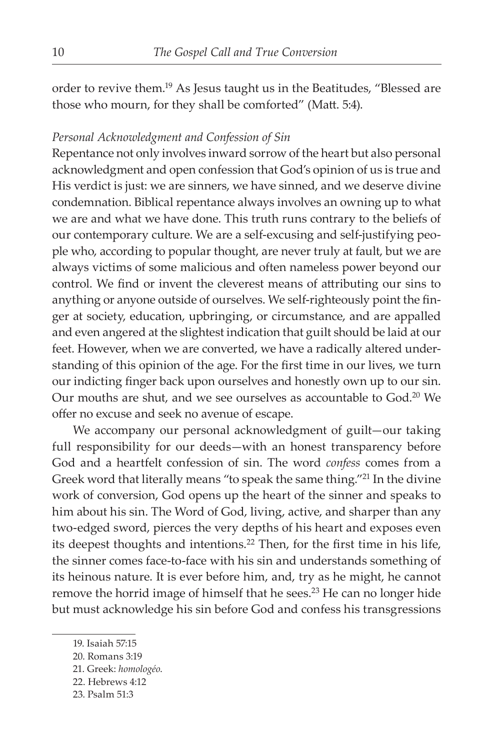order to revive them.[19] As Jesus taught us in the Beatitudes, "Blessed are those who mourn, for they shall be comforted" (Matt. 5:4).

*Personal Acknowledgment and Confession of Sin*

Repentance not only involves inward sorrow of the heart but also personal acknowledgment and open confession that God's opinion of us is true and His verdict is just: we are sinners, we have sinned, and we deserve divine condemnation. Biblical repentance always involves an owning up to what we are and what we have done. This truth runs contrary to the beliefs of our contemporary culture. We are a self-excusing and self-justifying people who, according to popular thought, are never truly at fault, but we are always victims of some malicious and often nameless power beyond our control. We find or invent the cleverest means of attributing our sins to anything or anyone outside of ourselves. We self-righteously point the finger at society, education, upbringing, or circumstance, and are appalled and even angered at the slightest indication that guilt should be laid at our feet. However, when we are converted, we have a radically altered understanding of this opinion of the age. For the first time in our lives, we turn our indicting finger back upon ourselves and honestly own up to our sin. Our mouths are shut, and we see ourselves as accountable to God.[20] We offer no excuse and seek no avenue of escape.

We accompany our personal acknowledgment of guilt—our taking full responsibility for our deeds—with an honest transparency before God and a heartfelt confession of sin. The word *confess* comes from a Greek word that literally means "to speak the same thing."[21] In the divine work of conversion, God opens up the heart of the sinner and speaks to him about his sin. The Word of God, living, active, and sharper than any two-edged sword, pierces the very depths of his heart and exposes even its deepest thoughts and intentions.[22] Then, for the first time in his life, the sinner comes face-to-face with his sin and understands something of its heinous nature. It is ever before him, and, try as he might, he cannot remove the horrid image of himself that he sees.[23] He can no longer hide but must acknowledge his sin before God and confess his transgressions

---

19. Isaiah 57:15
20. Romans 3:19
21. Greek: *homologéo*.
22. Hebrews 4:12
23. Psalm 51:3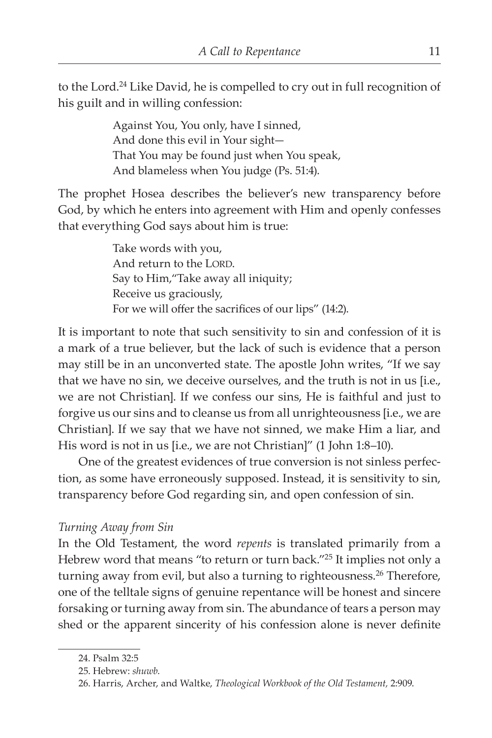to the Lord.[24] Like David, he is compelled to cry out in full recognition of his guilt and in willing confession:

> Against You, You only, have I sinned,
> And done this evil in Your sight—
> That You may be found just when You speak,
> And blameless when You judge (Ps. 51:4).

The prophet Hosea describes the believer's new transparency before God, by which he enters into agreement with Him and openly confesses that everything God says about him is true:

> Take words with you,
> And return to the LORD.
> Say to Him,"Take away all iniquity;
> Receive us graciously,
> For we will offer the sacrifices of our lips" (14:2).

It is important to note that such sensitivity to sin and confession of it is a mark of a true believer, but the lack of such is evidence that a person may still be in an unconverted state. The apostle John writes, "If we say that we have no sin, we deceive ourselves, and the truth is not in us [i.e., we are not Christian]. If we confess our sins, He is faithful and just to forgive us our sins and to cleanse us from all unrighteousness [i.e., we are Christian]. If we say that we have not sinned, we make Him a liar, and His word is not in us [i.e., we are not Christian]" (1 John 1:8–10).

One of the greatest evidences of true conversion is not sinless perfection, as some have erroneously supposed. Instead, it is sensitivity to sin, transparency before God regarding sin, and open confession of sin.

*Turning Away from Sin*

In the Old Testament, the word *repents* is translated primarily from a Hebrew word that means "to return or turn back."[25] It implies not only a turning away from evil, but also a turning to righteousness.[26] Therefore, one of the telltale signs of genuine repentance will be honest and sincere forsaking or turning away from sin. The abundance of tears a person may shed or the apparent sincerity of his confession alone is never definite

---

24. Psalm 32:5

25. Hebrew: *shuwb*.

26. Harris, Archer, and Waltke, *Theological Workbook of the Old Testament,* 2:909.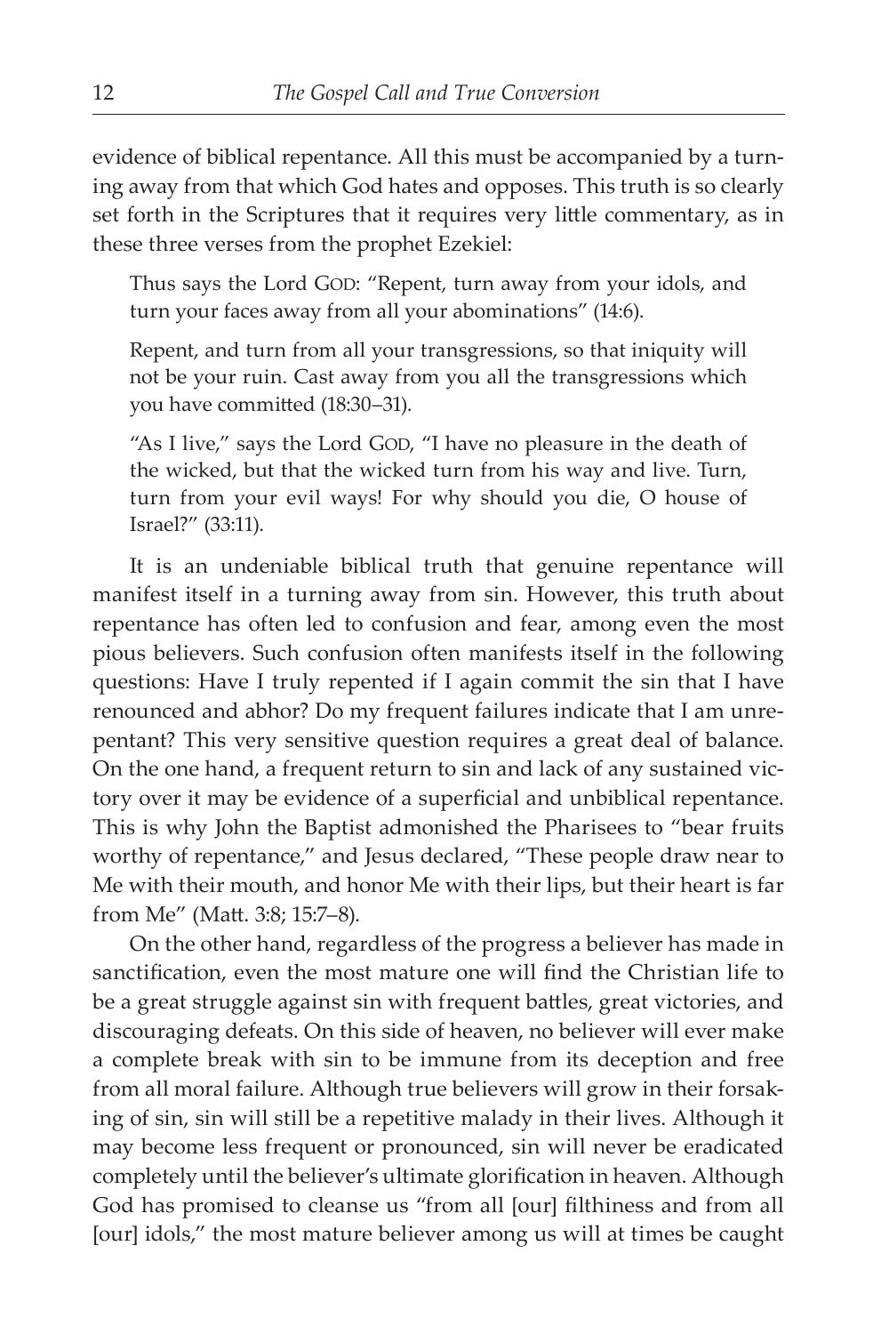evidence of biblical repentance. All this must be accompanied by a turning away from that which God hates and opposes. This truth is so clearly set forth in the Scriptures that it requires very little commentary, as in these three verses from the prophet Ezekiel:

> Thus says the Lord GOD: "Repent, turn away from your idols, and turn your faces away from all your abominations" (14:6).
>
> Repent, and turn from all your transgressions, so that iniquity will not be your ruin. Cast away from you all the transgressions which you have committed (18:30–31).
>
> "As I live," says the Lord GOD, "I have no pleasure in the death of the wicked, but that the wicked turn from his way and live. Turn, turn from your evil ways! For why should you die, O house of Israel?" (33:11).

It is an undeniable biblical truth that genuine repentance will manifest itself in a turning away from sin. However, this truth about repentance has often led to confusion and fear, among even the most pious believers. Such confusion often manifests itself in the following questions: Have I truly repented if I again commit the sin that I have renounced and abhor? Do my frequent failures indicate that I am unrepentant? This very sensitive question requires a great deal of balance. On the one hand, a frequent return to sin and lack of any sustained victory over it may be evidence of a superficial and unbiblical repentance. This is why John the Baptist admonished the Pharisees to "bear fruits worthy of repentance," and Jesus declared, "These people draw near to Me with their mouth, and honor Me with their lips, but their heart is far from Me" (Matt. 3:8; 15:7–8).

On the other hand, regardless of the progress a believer has made in sanctification, even the most mature one will find the Christian life to be a great struggle against sin with frequent battles, great victories, and discouraging defeats. On this side of heaven, no believer will ever make a complete break with sin to be immune from its deception and free from all moral failure. Although true believers will grow in their forsaking of sin, sin will still be a repetitive malady in their lives. Although it may become less frequent or pronounced, sin will never be eradicated completely until the believer's ultimate glorification in heaven. Although God has promised to cleanse us "from all [our] filthiness and from all [our] idols," the most mature believer among us will at times be caught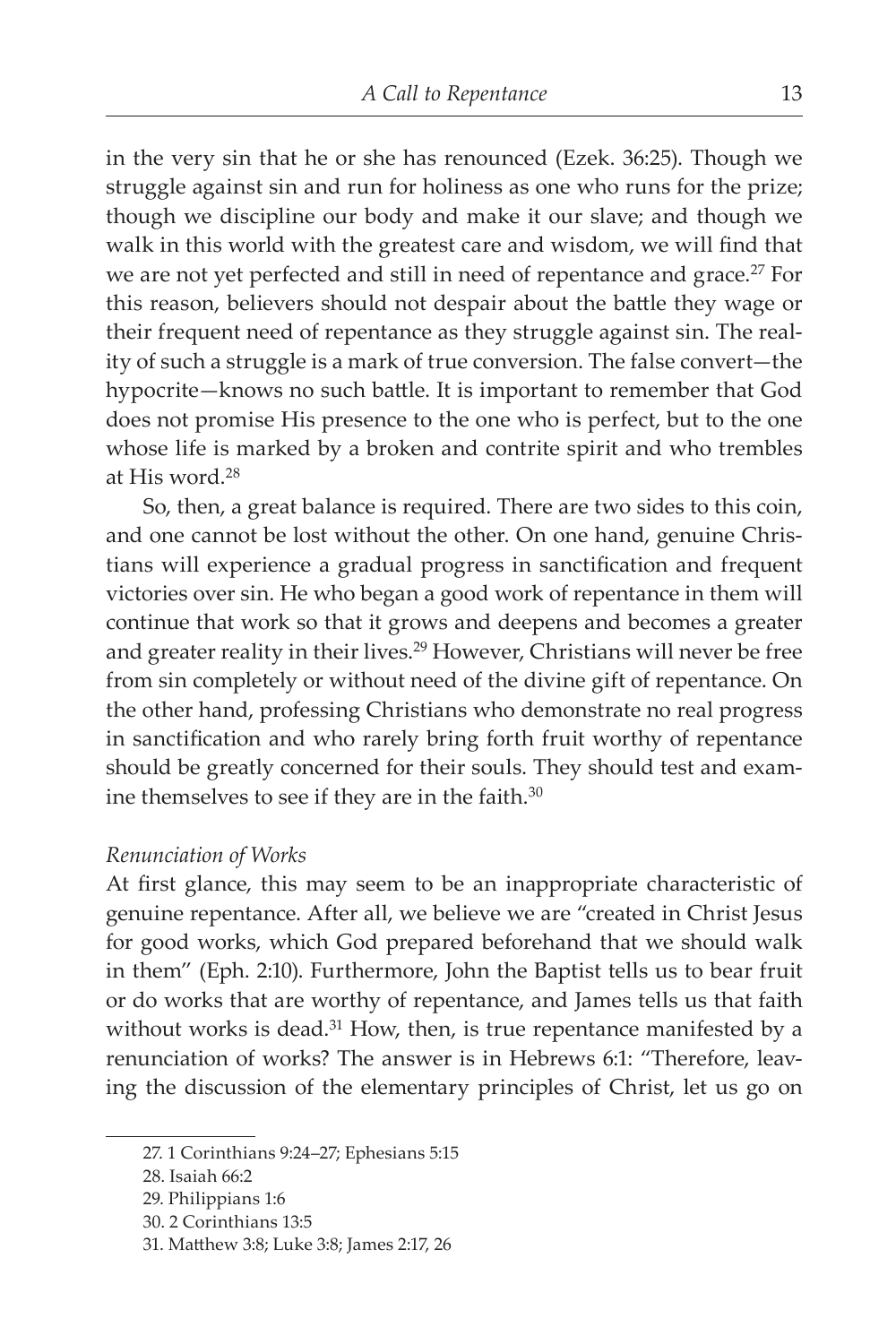in the very sin that he or she has renounced (Ezek. 36:25). Though we struggle against sin and run for holiness as one who runs for the prize; though we discipline our body and make it our slave; and though we walk in this world with the greatest care and wisdom, we will find that we are not yet perfected and still in need of repentance and grace.[27] For this reason, believers should not despair about the battle they wage or their frequent need of repentance as they struggle against sin. The reality of such a struggle is a mark of true conversion. The false convert—the hypocrite—knows no such battle. It is important to remember that God does not promise His presence to the one who is perfect, but to the one whose life is marked by a broken and contrite spirit and who trembles at His word.[28]

So, then, a great balance is required. There are two sides to this coin, and one cannot be lost without the other. On one hand, genuine Christians will experience a gradual progress in sanctification and frequent victories over sin. He who began a good work of repentance in them will continue that work so that it grows and deepens and becomes a greater and greater reality in their lives.[29] However, Christians will never be free from sin completely or without need of the divine gift of repentance. On the other hand, professing Christians who demonstrate no real progress in sanctification and who rarely bring forth fruit worthy of repentance should be greatly concerned for their souls. They should test and examine themselves to see if they are in the faith.[30]

*Renunciation of Works*

At first glance, this may seem to be an inappropriate characteristic of genuine repentance. After all, we believe we are "created in Christ Jesus for good works, which God prepared beforehand that we should walk in them" (Eph. 2:10). Furthermore, John the Baptist tells us to bear fruit or do works that are worthy of repentance, and James tells us that faith without works is dead.[31] How, then, is true repentance manifested by a renunciation of works? The answer is in Hebrews 6:1: "Therefore, leaving the discussion of the elementary principles of Christ, let us go on

---

27. 1 Corinthians 9:24–27; Ephesians 5:15

28. Isaiah 66:2

29. Philippians 1:6

30. 2 Corinthians 13:5

31. Matthew 3:8; Luke 3:8; James 2:17, 26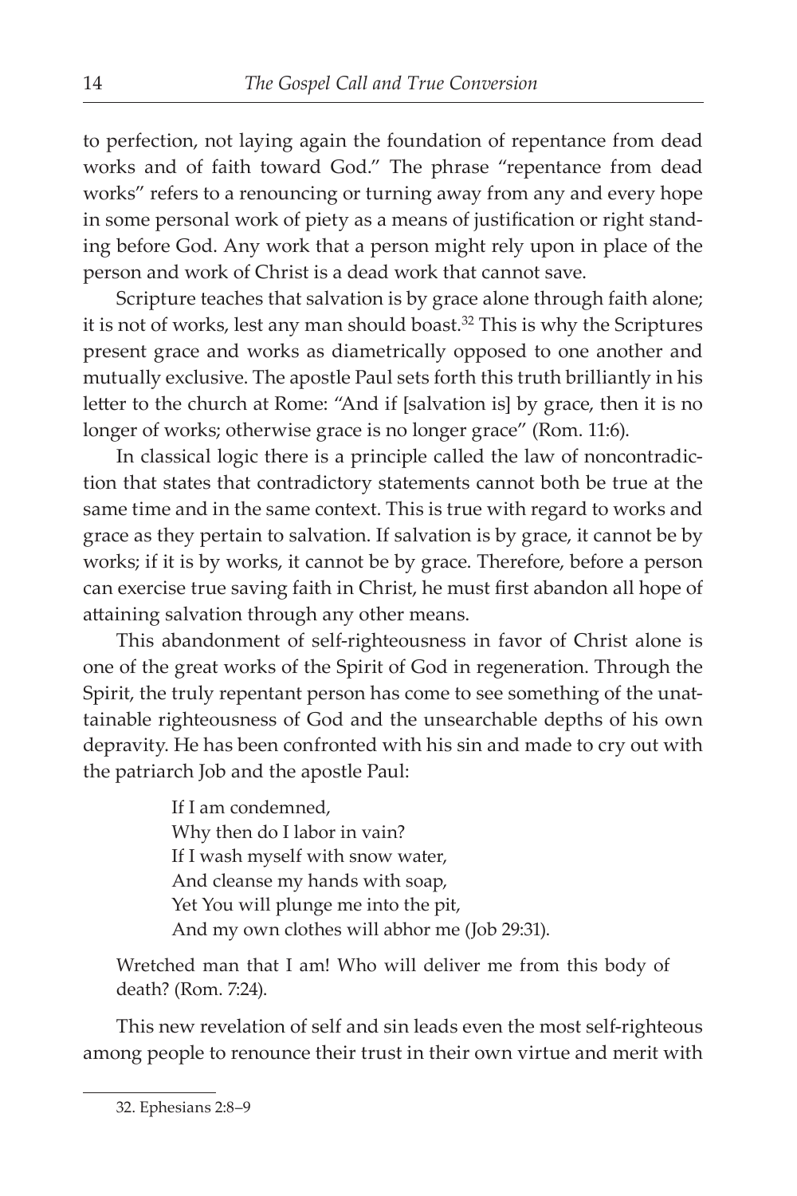to perfection, not laying again the foundation of repentance from dead works and of faith toward God." The phrase "repentance from dead works" refers to a renouncing or turning away from any and every hope in some personal work of piety as a means of justification or right standing before God. Any work that a person might rely upon in place of the person and work of Christ is a dead work that cannot save.

Scripture teaches that salvation is by grace alone through faith alone; it is not of works, lest any man should boast.[32] This is why the Scriptures present grace and works as diametrically opposed to one another and mutually exclusive. The apostle Paul sets forth this truth brilliantly in his letter to the church at Rome: "And if [salvation is] by grace, then it is no longer of works; otherwise grace is no longer grace" (Rom. 11:6).

In classical logic there is a principle called the law of noncontradiction that states that contradictory statements cannot both be true at the same time and in the same context. This is true with regard to works and grace as they pertain to salvation. If salvation is by grace, it cannot be by works; if it is by works, it cannot be by grace. Therefore, before a person can exercise true saving faith in Christ, he must first abandon all hope of attaining salvation through any other means.

This abandonment of self-righteousness in favor of Christ alone is one of the great works of the Spirit of God in regeneration. Through the Spirit, the truly repentant person has come to see something of the unattainable righteousness of God and the unsearchable depths of his own depravity. He has been confronted with his sin and made to cry out with the patriarch Job and the apostle Paul:

> If I am condemned,
> Why then do I labor in vain?
> If I wash myself with snow water,
> And cleanse my hands with soap,
> Yet You will plunge me into the pit,
> And my own clothes will abhor me (Job 29:31).
>
> Wretched man that I am! Who will deliver me from this body of death? (Rom. 7:24).

This new revelation of self and sin leads even the most self-righteous among people to renounce their trust in their own virtue and merit with

---

32. Ephesians 2:8–9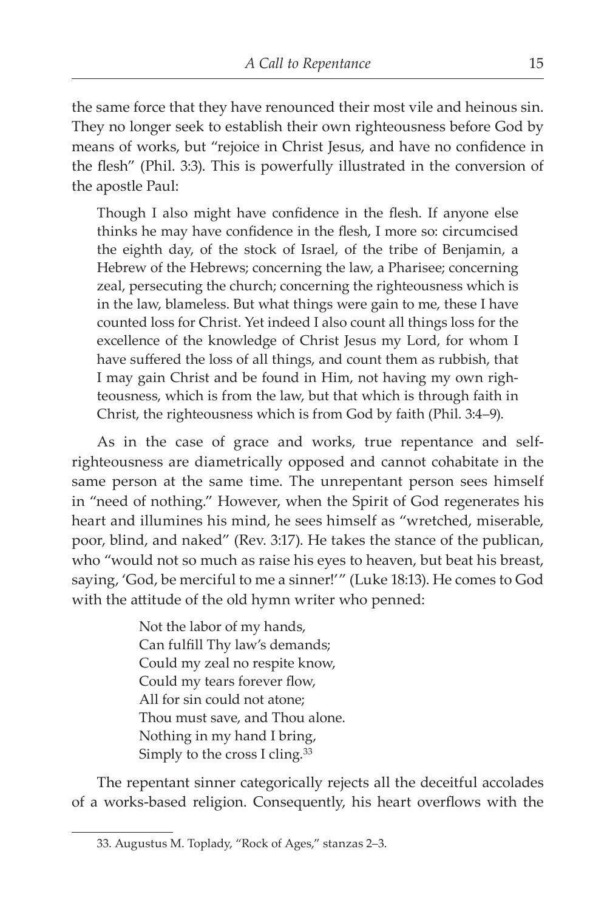the same force that they have renounced their most vile and heinous sin. They no longer seek to establish their own righteousness before God by means of works, but "rejoice in Christ Jesus, and have no confidence in the flesh" (Phil. 3:3). This is powerfully illustrated in the conversion of the apostle Paul:

> Though I also might have confidence in the flesh. If anyone else thinks he may have confidence in the flesh, I more so: circumcised the eighth day, of the stock of Israel, of the tribe of Benjamin, a Hebrew of the Hebrews; concerning the law, a Pharisee; concerning zeal, persecuting the church; concerning the righteousness which is in the law, blameless. But what things were gain to me, these I have counted loss for Christ. Yet indeed I also count all things loss for the excellence of the knowledge of Christ Jesus my Lord, for whom I have suffered the loss of all things, and count them as rubbish, that I may gain Christ and be found in Him, not having my own righteousness, which is from the law, but that which is through faith in Christ, the righteousness which is from God by faith (Phil. 3:4–9).

As in the case of grace and works, true repentance and self-righteousness are diametrically opposed and cannot cohabitate in the same person at the same time. The unrepentant person sees himself in "need of nothing." However, when the Spirit of God regenerates his heart and illumines his mind, he sees himself as "wretched, miserable, poor, blind, and naked" (Rev. 3:17). He takes the stance of the publican, who "would not so much as raise his eyes to heaven, but beat his breast, saying, 'God, be merciful to me a sinner!'" (Luke 18:13). He comes to God with the attitude of the old hymn writer who penned:

> Not the labor of my hands,
> Can fulfill Thy law's demands;
> Could my zeal no respite know,
> Could my tears forever flow,
> All for sin could not atone;
> Thou must save, and Thou alone.
> Nothing in my hand I bring,
> Simply to the cross I cling.[33]

The repentant sinner categorically rejects all the deceitful accolades of a works-based religion. Consequently, his heart overflows with the

---

33. Augustus M. Toplady, "Rock of Ages," stanzas 2–3.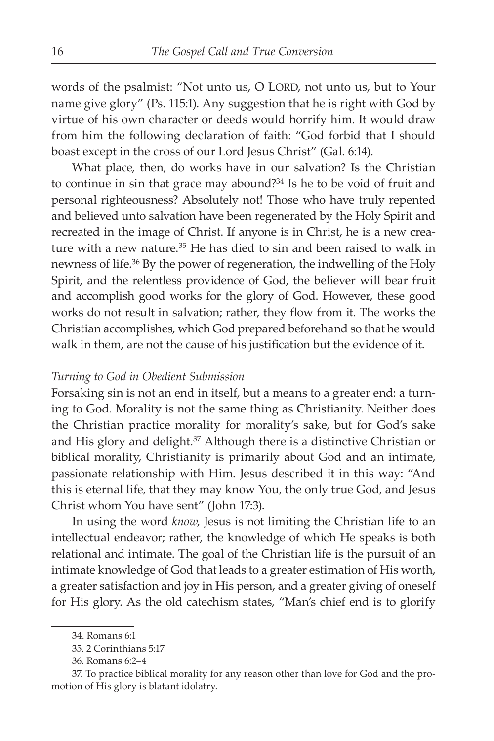words of the psalmist: "Not unto us, O LORD, not unto us, but to Your name give glory" (Ps. 115:1). Any suggestion that he is right with God by virtue of his own character or deeds would horrify him. It would draw from him the following declaration of faith: "God forbid that I should boast except in the cross of our Lord Jesus Christ" (Gal. 6:14).

What place, then, do works have in our salvation? Is the Christian to continue in sin that grace may abound?[34] Is he to be void of fruit and personal righteousness? Absolutely not! Those who have truly repented and believed unto salvation have been regenerated by the Holy Spirit and recreated in the image of Christ. If anyone is in Christ, he is a new creature with a new nature.[35] He has died to sin and been raised to walk in newness of life.[36] By the power of regeneration, the indwelling of the Holy Spirit, and the relentless providence of God, the believer will bear fruit and accomplish good works for the glory of God. However, these good works do not result in salvation; rather, they flow from it. The works the Christian accomplishes, which God prepared beforehand so that he would walk in them, are not the cause of his justification but the evidence of it.

### *Turning to God in Obedient Submission*

Forsaking sin is not an end in itself, but a means to a greater end: a turning to God. Morality is not the same thing as Christianity. Neither does the Christian practice morality for morality's sake, but for God's sake and His glory and delight.[37] Although there is a distinctive Christian or biblical morality, Christianity is primarily about God and an intimate, passionate relationship with Him. Jesus described it in this way: "And this is eternal life, that they may know You, the only true God, and Jesus Christ whom You have sent" (John 17:3).

In using the word *know,* Jesus is not limiting the Christian life to an intellectual endeavor; rather, the knowledge of which He speaks is both relational and intimate. The goal of the Christian life is the pursuit of an intimate knowledge of God that leads to a greater estimation of His worth, a greater satisfaction and joy in His person, and a greater giving of oneself for His glory. As the old catechism states, "Man's chief end is to glorify

---

34. Romans 6:1

35. 2 Corinthians 5:17

36. Romans 6:2–4

37. To practice biblical morality for any reason other than love for God and the promotion of His glory is blatant idolatry.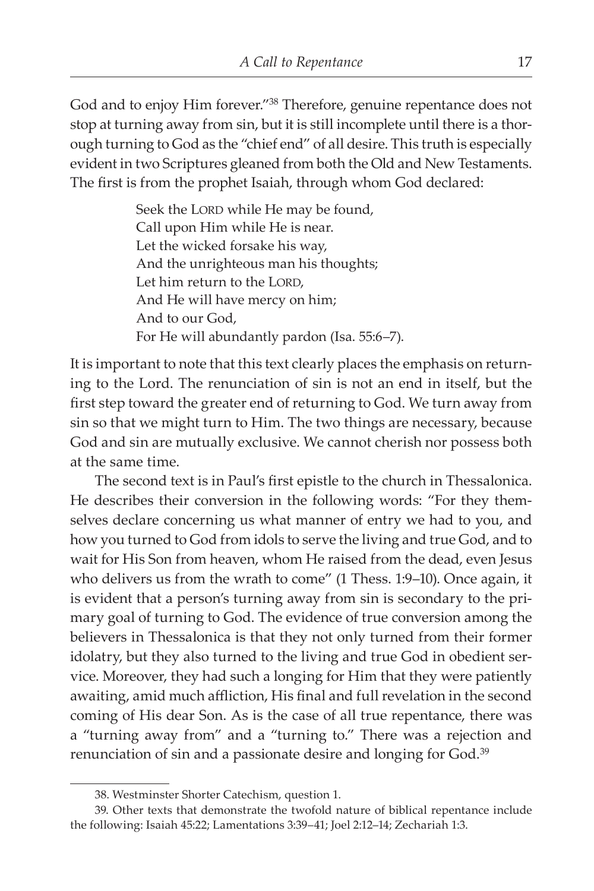God and to enjoy Him forever."[38] Therefore, genuine repentance does not stop at turning away from sin, but it is still incomplete until there is a thorough turning to God as the "chief end" of all desire. This truth is especially evident in two Scriptures gleaned from both the Old and New Testaments. The first is from the prophet Isaiah, through whom God declared:

> Seek the LORD while He may be found,
> Call upon Him while He is near.
> Let the wicked forsake his way,
> And the unrighteous man his thoughts;
> Let him return to the LORD,
> And He will have mercy on him;
> And to our God,
> For He will abundantly pardon (Isa. 55:6–7).

It is important to note that this text clearly places the emphasis on returning to the Lord. The renunciation of sin is not an end in itself, but the first step toward the greater end of returning to God. We turn away from sin so that we might turn to Him. The two things are necessary, because God and sin are mutually exclusive. We cannot cherish nor possess both at the same time.

The second text is in Paul's first epistle to the church in Thessalonica. He describes their conversion in the following words: "For they themselves declare concerning us what manner of entry we had to you, and how you turned to God from idols to serve the living and true God, and to wait for His Son from heaven, whom He raised from the dead, even Jesus who delivers us from the wrath to come" (1 Thess. 1:9–10). Once again, it is evident that a person's turning away from sin is secondary to the primary goal of turning to God. The evidence of true conversion among the believers in Thessalonica is that they not only turned from their former idolatry, but they also turned to the living and true God in obedient service. Moreover, they had such a longing for Him that they were patiently awaiting, amid much affliction, His final and full revelation in the second coming of His dear Son. As is the case of all true repentance, there was a "turning away from" and a "turning to." There was a rejection and renunciation of sin and a passionate desire and longing for God.[39]

---

38. Westminster Shorter Catechism, question 1.

39. Other texts that demonstrate the twofold nature of biblical repentance include the following: Isaiah 45:22; Lamentations 3:39–41; Joel 2:12–14; Zechariah 1:3.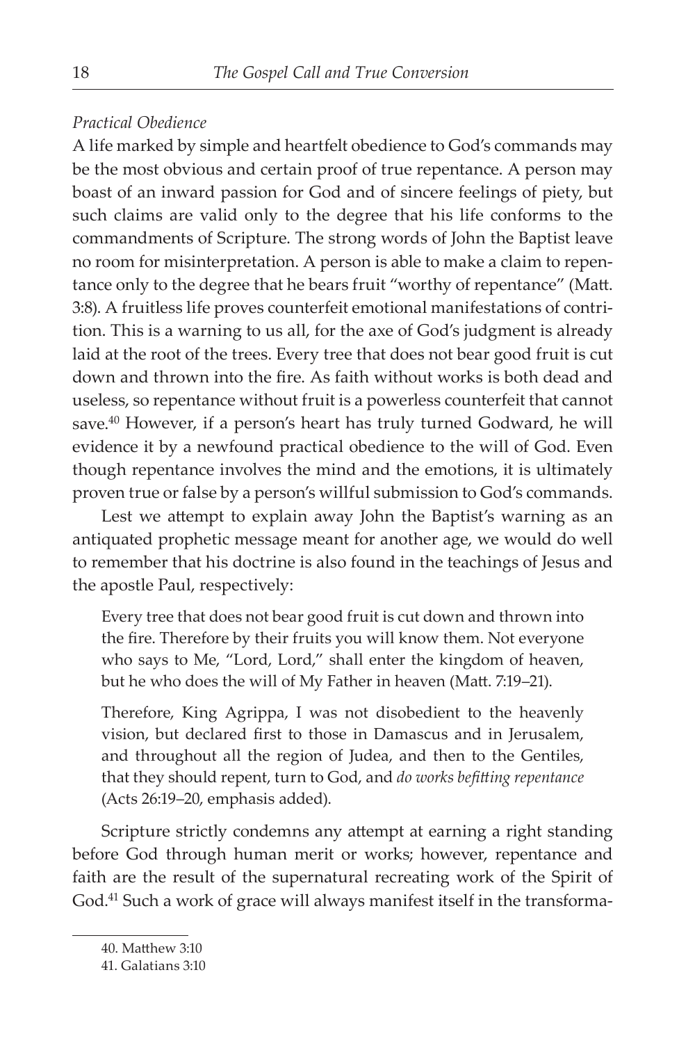*Practical Obedience*

A life marked by simple and heartfelt obedience to God's commands may be the most obvious and certain proof of true repentance. A person may boast of an inward passion for God and of sincere feelings of piety, but such claims are valid only to the degree that his life conforms to the commandments of Scripture. The strong words of John the Baptist leave no room for misinterpretation. A person is able to make a claim to repentance only to the degree that he bears fruit "worthy of repentance" (Matt. 3:8). A fruitless life proves counterfeit emotional manifestations of contrition. This is a warning to us all, for the axe of God's judgment is already laid at the root of the trees. Every tree that does not bear good fruit is cut down and thrown into the fire. As faith without works is both dead and useless, so repentance without fruit is a powerless counterfeit that cannot save.[40] However, if a person's heart has truly turned Godward, he will evidence it by a newfound practical obedience to the will of God. Even though repentance involves the mind and the emotions, it is ultimately proven true or false by a person's willful submission to God's commands.

Lest we attempt to explain away John the Baptist's warning as an antiquated prophetic message meant for another age, we would do well to remember that his doctrine is also found in the teachings of Jesus and the apostle Paul, respectively:

> Every tree that does not bear good fruit is cut down and thrown into the fire. Therefore by their fruits you will know them. Not everyone who says to Me, "Lord, Lord," shall enter the kingdom of heaven, but he who does the will of My Father in heaven (Matt. 7:19–21).

> Therefore, King Agrippa, I was not disobedient to the heavenly vision, but declared first to those in Damascus and in Jerusalem, and throughout all the region of Judea, and then to the Gentiles, that they should repent, turn to God, and *do works befitting repentance* (Acts 26:19–20, emphasis added).

Scripture strictly condemns any attempt at earning a right standing before God through human merit or works; however, repentance and faith are the result of the supernatural recreating work of the Spirit of God.[41] Such a work of grace will always manifest itself in the transforma-

---

40. Matthew 3:10

41. Galatians 3:10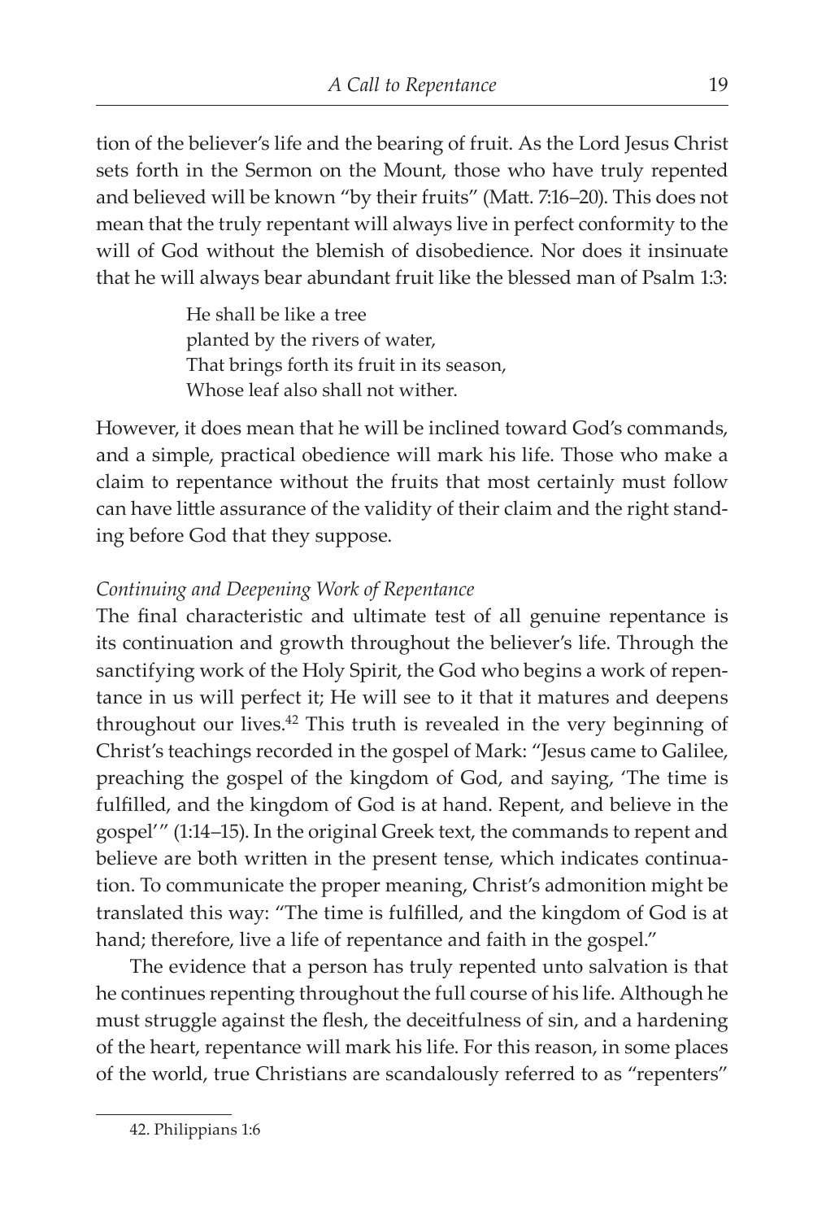tion of the believer's life and the bearing of fruit. As the Lord Jesus Christ sets forth in the Sermon on the Mount, those who have truly repented and believed will be known "by their fruits" (Matt. 7:16–20). This does not mean that the truly repentant will always live in perfect conformity to the will of God without the blemish of disobedience. Nor does it insinuate that he will always bear abundant fruit like the blessed man of Psalm 1:3:

> He shall be like a tree
> planted by the rivers of water,
> That brings forth its fruit in its season,
> Whose leaf also shall not wither.

However, it does mean that he will be inclined toward God's commands, and a simple, practical obedience will mark his life. Those who make a claim to repentance without the fruits that most certainly must follow can have little assurance of the validity of their claim and the right standing before God that they suppose.

*Continuing and Deepening Work of Repentance*

The final characteristic and ultimate test of all genuine repentance is its continuation and growth throughout the believer's life. Through the sanctifying work of the Holy Spirit, the God who begins a work of repentance in us will perfect it; He will see to it that it matures and deepens throughout our lives.[42] This truth is revealed in the very beginning of Christ's teachings recorded in the gospel of Mark: "Jesus came to Galilee, preaching the gospel of the kingdom of God, and saying, 'The time is fulfilled, and the kingdom of God is at hand. Repent, and believe in the gospel'" (1:14–15). In the original Greek text, the commands to repent and believe are both written in the present tense, which indicates continuation. To communicate the proper meaning, Christ's admonition might be translated this way: "The time is fulfilled, and the kingdom of God is at hand; therefore, live a life of repentance and faith in the gospel."

The evidence that a person has truly repented unto salvation is that he continues repenting throughout the full course of his life. Although he must struggle against the flesh, the deceitfulness of sin, and a hardening of the heart, repentance will mark his life. For this reason, in some places of the world, true Christians are scandalously referred to as "repenters"

42. Philippians 1:6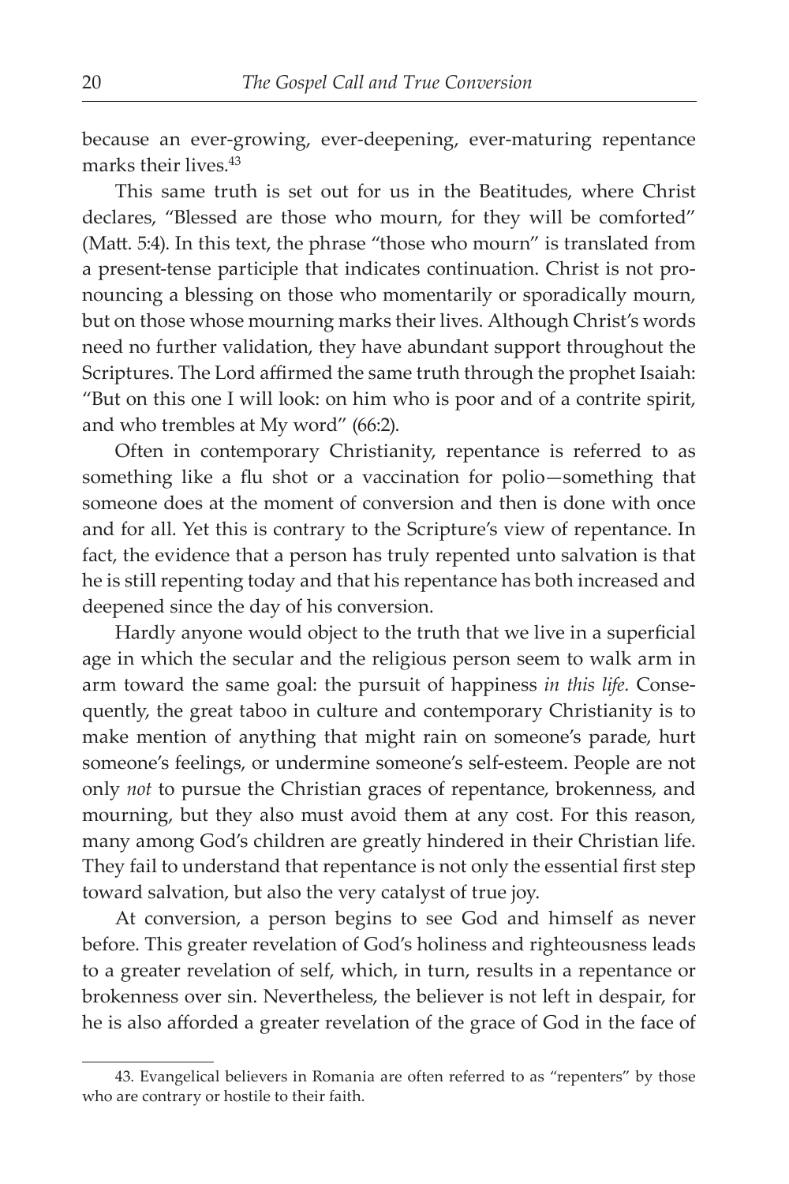because an ever-growing, ever-deepening, ever-maturing repentance marks their lives.[43]

This same truth is set out for us in the Beatitudes, where Christ declares, "Blessed are those who mourn, for they will be comforted" (Matt. 5:4). In this text, the phrase "those who mourn" is translated from a present-tense participle that indicates continuation. Christ is not pronouncing a blessing on those who momentarily or sporadically mourn, but on those whose mourning marks their lives. Although Christ's words need no further validation, they have abundant support throughout the Scriptures. The Lord affirmed the same truth through the prophet Isaiah: "But on this one I will look: on him who is poor and of a contrite spirit, and who trembles at My word" (66:2).

Often in contemporary Christianity, repentance is referred to as something like a flu shot or a vaccination for polio—something that someone does at the moment of conversion and then is done with once and for all. Yet this is contrary to the Scripture's view of repentance. In fact, the evidence that a person has truly repented unto salvation is that he is still repenting today and that his repentance has both increased and deepened since the day of his conversion.

Hardly anyone would object to the truth that we live in a superficial age in which the secular and the religious person seem to walk arm in arm toward the same goal: the pursuit of happiness *in this life.* Consequently, the great taboo in culture and contemporary Christianity is to make mention of anything that might rain on someone's parade, hurt someone's feelings, or undermine someone's self-esteem. People are not only *not* to pursue the Christian graces of repentance, brokenness, and mourning, but they also must avoid them at any cost. For this reason, many among God's children are greatly hindered in their Christian life. They fail to understand that repentance is not only the essential first step toward salvation, but also the very catalyst of true joy.

At conversion, a person begins to see God and himself as never before. This greater revelation of God's holiness and righteousness leads to a greater revelation of self, which, in turn, results in a repentance or brokenness over sin. Nevertheless, the believer is not left in despair, for he is also afforded a greater revelation of the grace of God in the face of

43. Evangelical believers in Romania are often referred to as "repenters" by those who are contrary or hostile to their faith.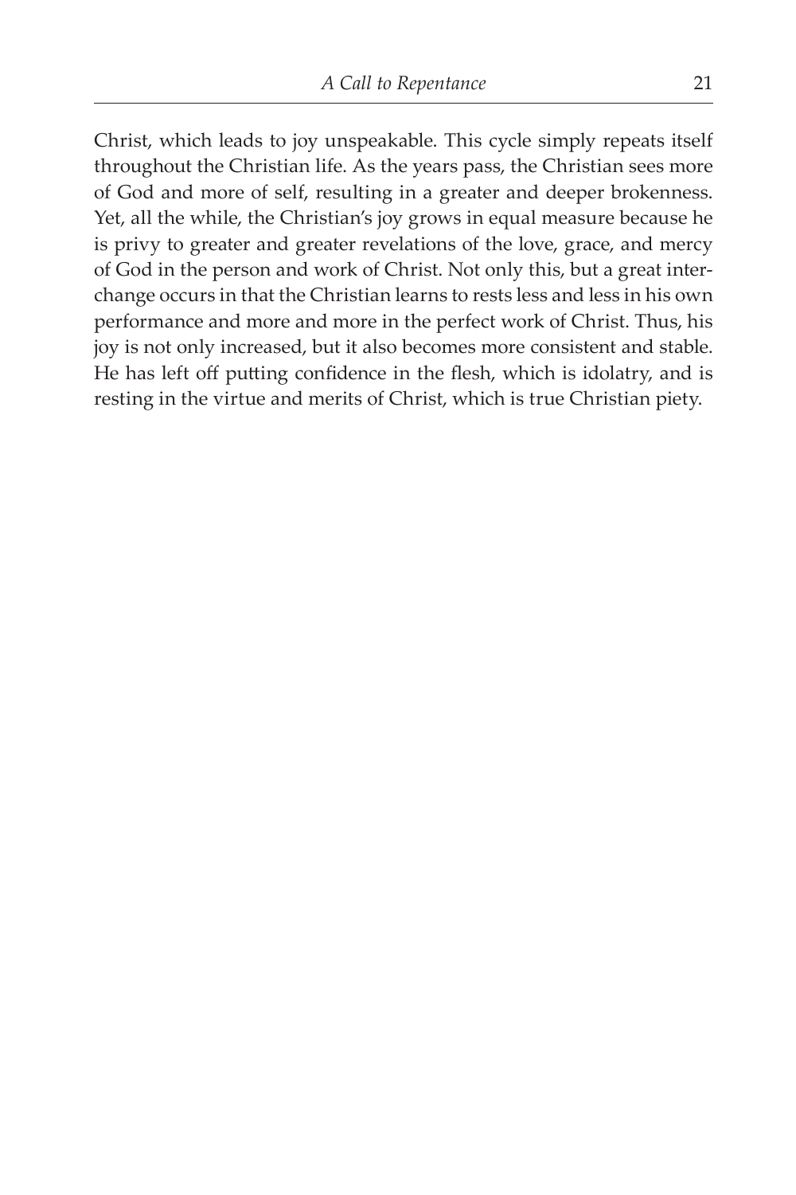Christ, which leads to joy unspeakable. This cycle simply repeats itself throughout the Christian life. As the years pass, the Christian sees more of God and more of self, resulting in a greater and deeper brokenness. Yet, all the while, the Christian's joy grows in equal measure because he is privy to greater and greater revelations of the love, grace, and mercy of God in the person and work of Christ. Not only this, but a great interchange occurs in that the Christian learns to rests less and less in his own performance and more and more in the perfect work of Christ. Thus, his joy is not only increased, but it also becomes more consistent and stable. He has left off putting confidence in the flesh, which is idolatry, and is resting in the virtue and merits of Christ, which is true Christian piety.